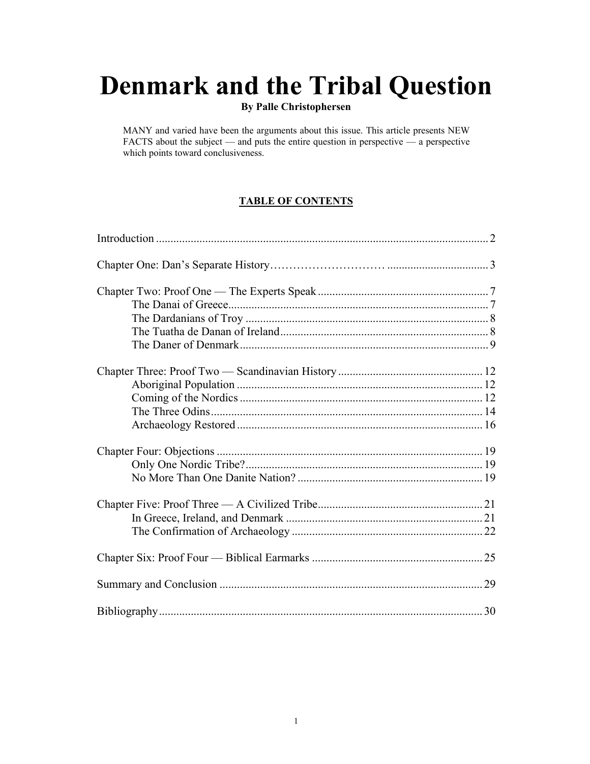# Denmark and the Tribal Question

**By Palle Christophersen**

MANY and varied have been the arguments about this issue. This article presents NEW FACTS about the subject — and puts the entire question in perspective — a perspective which points toward conclusiveness.

## TABLE OF CONTENTS

Introduction .................................................................................................................. 2

Chapter One: Dan's Separate History………………………… .................................. 3

Chapter Two: Proof One — The Experts Speak ........................................................... 7
- The Danai of Greece.......................................................................................... 7
- The Dardanians of Troy .................................................................................... 8
- The Tuatha de Danan of Ireland........................................................................ 8
- The Daner of Denmark...................................................................................... 9

Chapter Three: Proof Two — Scandinavian History .................................................. 12
- Aboriginal Population ..................................................................................... 12
- Coming of the Nordics .................................................................................... 12
- The Three Odins.............................................................................................. 14
- Archaeology Restored ..................................................................................... 16

Chapter Four: Objections ............................................................................................ 19
- Only One Nordic Tribe?.................................................................................. 19
- No More Than One Danite Nation? ................................................................ 19

Chapter Five: Proof Three — A Civilized Tribe......................................................... 21
- In Greece, Ireland, and Denmark .................................................................... 21
- The Confirmation of Archaeology .................................................................. 22

Chapter Six: Proof Four — Biblical Earmarks ........................................................... 25

Summary and Conclusion ........................................................................................... 29

Bibliography................................................................................................................ 30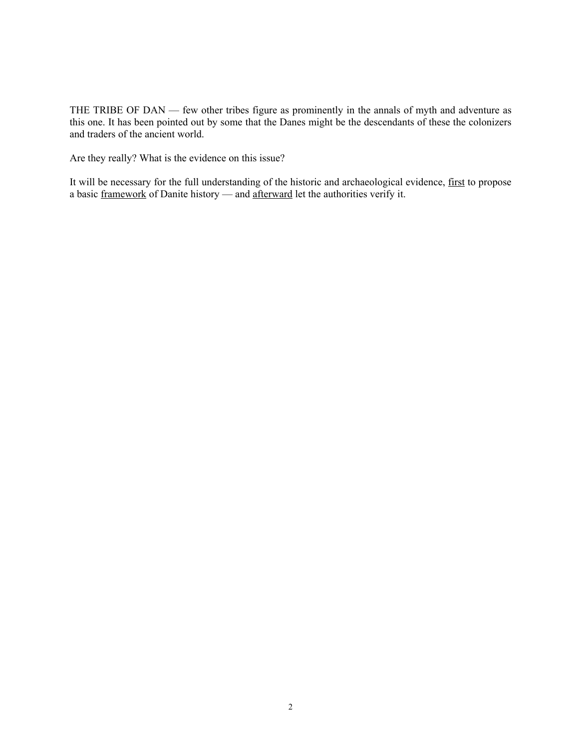THE TRIBE OF DAN — few other tribes figure as prominently in the annals of myth and adventure as this one. It has been pointed out by some that the Danes might be the descendants of these the colonizers and traders of the ancient world.

Are they really? What is the evidence on this issue?

It will be necessary for the full understanding of the historic and archaeological evidence, <u>first</u> to propose a basic <u>framework</u> of Danite history — and <u>afterward</u> let the authorities verify it.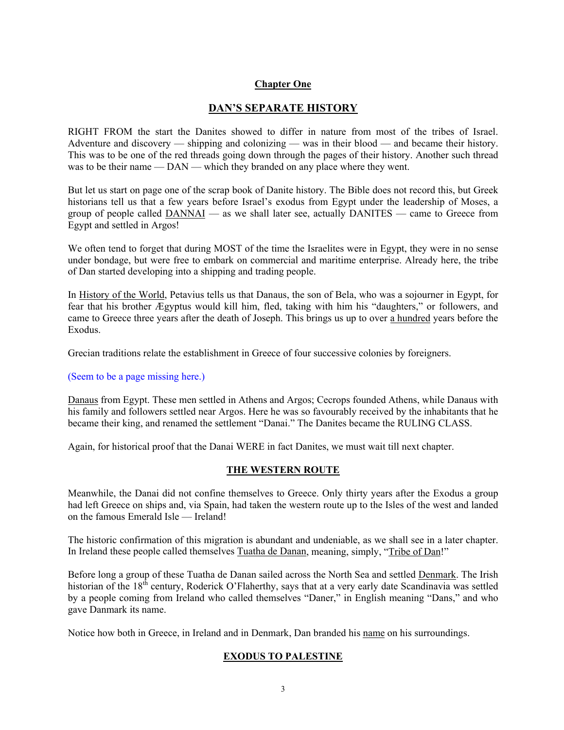## Chapter One

## DAN'S SEPARATE HISTORY

RIGHT FROM the start the Danites showed to differ in nature from most of the tribes of Israel. Adventure and discovery — shipping and colonizing — was in their blood — and became their history. This was to be one of the red threads going down through the pages of their history. Another such thread was to be their name — DAN — which they branded on any place where they went.

But let us start on page one of the scrap book of Danite history. The Bible does not record this, but Greek historians tell us that a few years before Israel's exodus from Egypt under the leadership of Moses, a group of people called DANNAI — as we shall later see, actually DANITES — came to Greece from Egypt and settled in Argos!

We often tend to forget that during MOST of the time the Israelites were in Egypt, they were in no sense under bondage, but were free to embark on commercial and maritime enterprise. Already here, the tribe of Dan started developing into a shipping and trading people.

In History of the World, Petavius tells us that Danaus, the son of Bela, who was a sojourner in Egypt, for fear that his brother Ægyptus would kill him, fled, taking with him his "daughters," or followers, and came to Greece three years after the death of Joseph. This brings us up to over a hundred years before the Exodus.

Grecian traditions relate the establishment in Greece of four successive colonies by foreigners.

(Seem to be a page missing here.)

Danaus from Egypt. These men settled in Athens and Argos; Cecrops founded Athens, while Danaus with his family and followers settled near Argos. Here he was so favourably received by the inhabitants that he became their king, and renamed the settlement "Danai." The Danites became the RULING CLASS.

Again, for historical proof that the Danai WERE in fact Danites, we must wait till next chapter.

### THE WESTERN ROUTE

Meanwhile, the Danai did not confine themselves to Greece. Only thirty years after the Exodus a group had left Greece on ships and, via Spain, had taken the western route up to the Isles of the west and landed on the famous Emerald Isle — Ireland!

The historic confirmation of this migration is abundant and undeniable, as we shall see in a later chapter. In Ireland these people called themselves Tuatha de Danan, meaning, simply, "Tribe of Dan!"

Before long a group of these Tuatha de Danan sailed across the North Sea and settled Denmark. The Irish historian of the 18th century, Roderick O'Flaherthy, says that at a very early date Scandinavia was settled by a people coming from Ireland who called themselves "Daner," in English meaning "Dans," and who gave Danmark its name.

Notice how both in Greece, in Ireland and in Denmark, Dan branded his name on his surroundings.

### EXODUS TO PALESTINE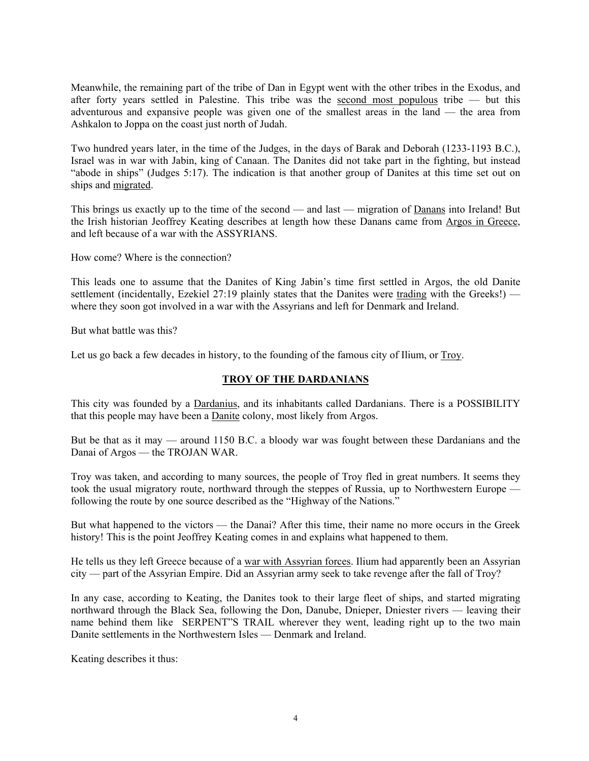Meanwhile, the remaining part of the tribe of Dan in Egypt went with the other tribes in the Exodus, and after forty years settled in Palestine. This tribe was the <u>second most populous</u> tribe — but this adventurous and expansive people was given one of the smallest areas in the land — the area from Ashkalon to Joppa on the coast just north of Judah.

Two hundred years later, in the time of the Judges, in the days of Barak and Deborah (1233-1193 B.C.), Israel was in war with Jabin, king of Canaan. The Danites did not take part in the fighting, but instead "abode in ships" (Judges 5:17). The indication is that another group of Danites at this time set out on ships and <u>migrated</u>.

This brings us exactly up to the time of the second — and last — migration of <u>Danans</u> into Ireland! But the Irish historian Jeoffrey Keating describes at length how these Danans came from <u>Argos in Greece</u>, and left because of a war with the ASSYRIANS.

How come? Where is the connection?

This leads one to assume that the Danites of King Jabin's time first settled in Argos, the old Danite settlement (incidentally, Ezekiel 27:19 plainly states that the Danites were <u>trading</u> with the Greeks!) — where they soon got involved in a war with the Assyrians and left for Denmark and Ireland.

But what battle was this?

Let us go back a few decades in history, to the founding of the famous city of Ilium, or <u>Troy</u>.

## <u>**TROY OF THE DARDANIANS**</u>

This city was founded by a <u>Dardanius</u>, and its inhabitants called Dardanians. There is a POSSIBILITY that this people may have been a <u>Danite</u> colony, most likely from Argos.

But be that as it may — around 1150 B.C. a bloody war was fought between these Dardanians and the Danai of Argos — the TROJAN WAR.

Troy was taken, and according to many sources, the people of Troy fled in great numbers. It seems they took the usual migratory route, northward through the steppes of Russia, up to Northwestern Europe — following the route by one source described as the "Highway of the Nations."

But what happened to the victors — the Danai? After this time, their name no more occurs in the Greek history! This is the point Jeoffrey Keating comes in and explains what happened to them.

He tells us they left Greece because of a <u>war with Assyrian forces</u>. Ilium had apparently been an Assyrian city — part of the Assyrian Empire. Did an Assyrian army seek to take revenge after the fall of Troy?

In any case, according to Keating, the Danites took to their large fleet of ships, and started migrating northward through the Black Sea, following the Don, Danube, Dnieper, Dniester rivers — leaving their name behind them like SERPENT"S TRAIL wherever they went, leading right up to the two main Danite settlements in the Northwestern Isles — Denmark and Ireland.

Keating describes it thus: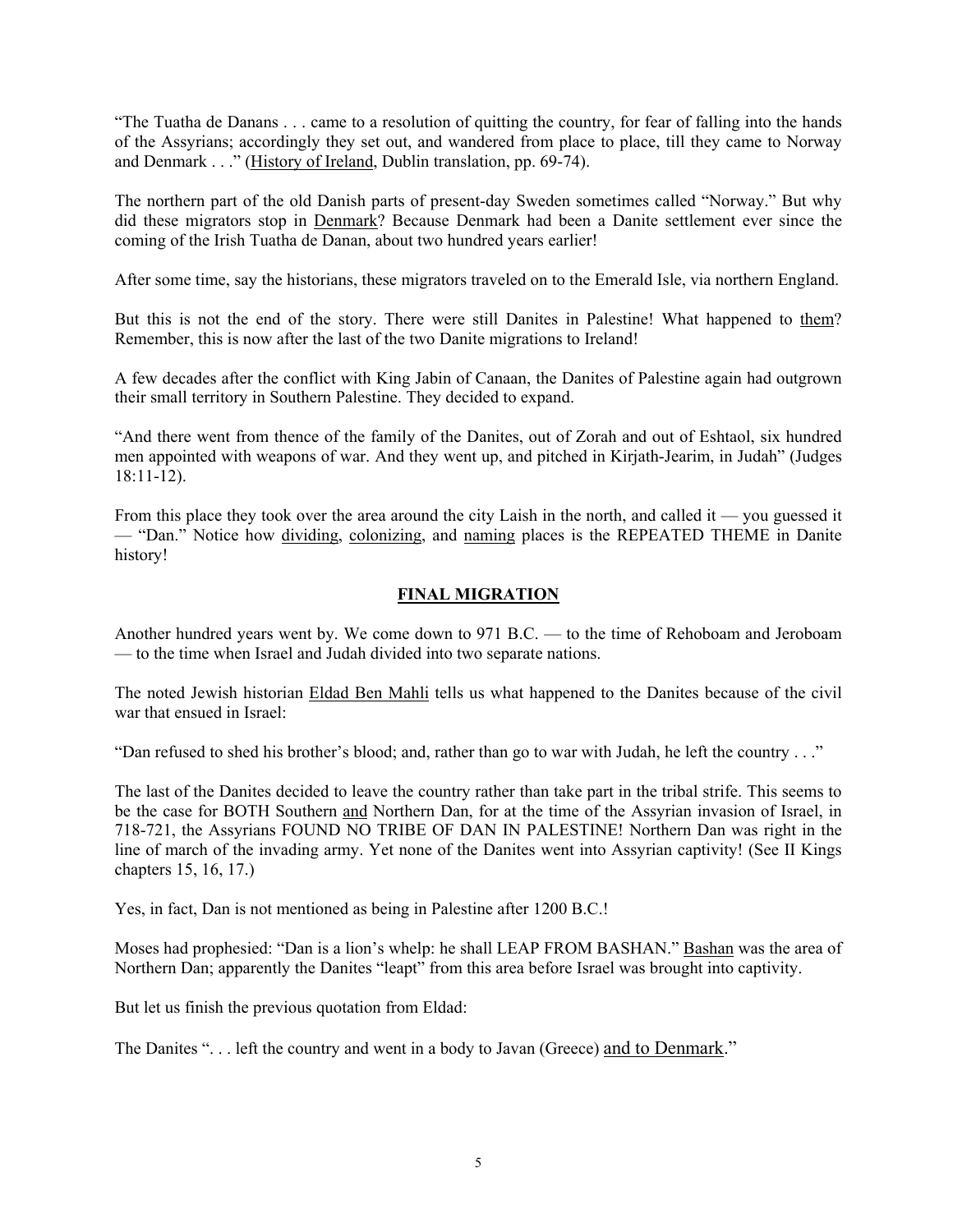"The Tuatha de Danans . . . came to a resolution of quitting the country, for fear of falling into the hands of the Assyrians; accordingly they set out, and wandered from place to place, till they came to Norway and Denmark . . ." (History of Ireland, Dublin translation, pp. 69-74).

The northern part of the old Danish parts of present-day Sweden sometimes called "Norway." But why did these migrators stop in Denmark? Because Denmark had been a Danite settlement ever since the coming of the Irish Tuatha de Danan, about two hundred years earlier!

After some time, say the historians, these migrators traveled on to the Emerald Isle, via northern England.

But this is not the end of the story. There were still Danites in Palestine! What happened to them? Remember, this is now after the last of the two Danite migrations to Ireland!

A few decades after the conflict with King Jabin of Canaan, the Danites of Palestine again had outgrown their small territory in Southern Palestine. They decided to expand.

"And there went from thence of the family of the Danites, out of Zorah and out of Eshtaol, six hundred men appointed with weapons of war. And they went up, and pitched in Kirjath-Jearim, in Judah" (Judges 18:11-12).

From this place they took over the area around the city Laish in the north, and called it — you guessed it — "Dan." Notice how dividing, colonizing, and naming places is the REPEATED THEME in Danite history!

## FINAL MIGRATION

Another hundred years went by. We come down to 971 B.C. — to the time of Rehoboam and Jeroboam — to the time when Israel and Judah divided into two separate nations.

The noted Jewish historian Eldad Ben Mahli tells us what happened to the Danites because of the civil war that ensued in Israel:

"Dan refused to shed his brother's blood; and, rather than go to war with Judah, he left the country . . ."

The last of the Danites decided to leave the country rather than take part in the tribal strife. This seems to be the case for BOTH Southern and Northern Dan, for at the time of the Assyrian invasion of Israel, in 718-721, the Assyrians FOUND NO TRIBE OF DAN IN PALESTINE! Northern Dan was right in the line of march of the invading army. Yet none of the Danites went into Assyrian captivity! (See II Kings chapters 15, 16, 17.)

Yes, in fact, Dan is not mentioned as being in Palestine after 1200 B.C.!

Moses had prophesied: "Dan is a lion's whelp: he shall LEAP FROM BASHAN." Bashan was the area of Northern Dan; apparently the Danites "leapt" from this area before Israel was brought into captivity.

But let us finish the previous quotation from Eldad:

The Danites ". . . left the country and went in a body to Javan (Greece) and to Denmark."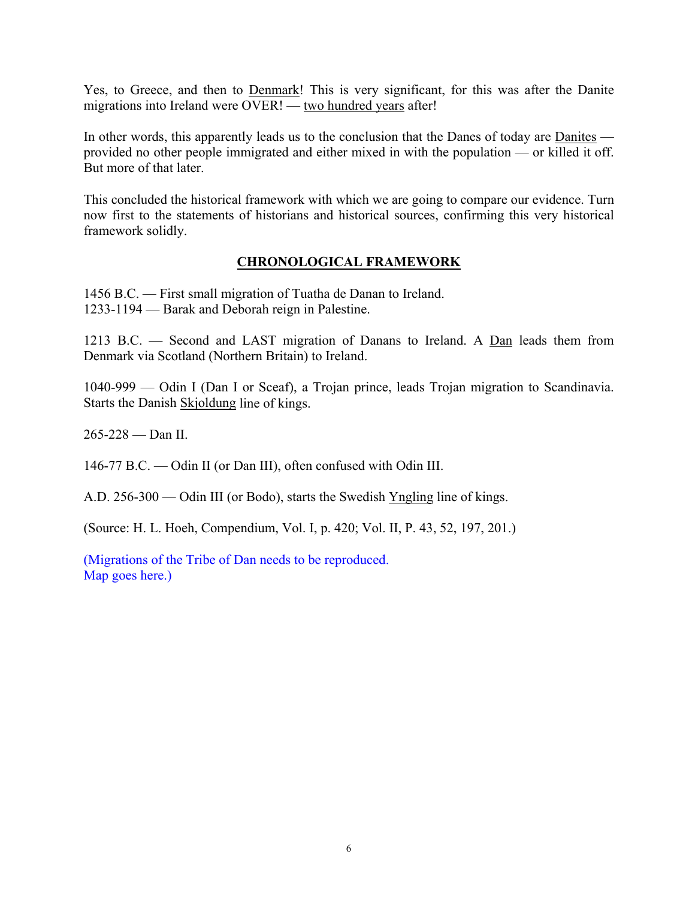Yes, to Greece, and then to <u>Denmark</u>! This is very significant, for this was after the Danite migrations into Ireland were OVER! — <u>two hundred years</u> after!

In other words, this apparently leads us to the conclusion that the Danes of today are <u>Danites</u> — provided no other people immigrated and either mixed in with the population — or killed it off. But more of that later.

This concluded the historical framework with which we are going to compare our evidence. Turn now first to the statements of historians and historical sources, confirming this very historical framework solidly.

## CHRONOLOGICAL FRAMEWORK

1456 B.C. — First small migration of Tuatha de Danan to Ireland.
1233-1194 — Barak and Deborah reign in Palestine.

1213 B.C. — Second and LAST migration of Danans to Ireland. A <u>Dan</u> leads them from Denmark via Scotland (Northern Britain) to Ireland.

1040-999 — Odin I (Dan I or Sceaf), a Trojan prince, leads Trojan migration to Scandinavia. Starts the Danish <u>Skjoldung</u> line of kings.

265-228 — Dan II.

146-77 B.C. — Odin II (or Dan III), often confused with Odin III.

A.D. 256-300 — Odin III (or Bodo), starts the Swedish <u>Yngling</u> line of kings.

(Source: H. L. Hoeh, Compendium, Vol. I, p. 420; Vol. II, P. 43, 52, 197, 201.)

(Migrations of the Tribe of Dan needs to be reproduced.
Map goes here.)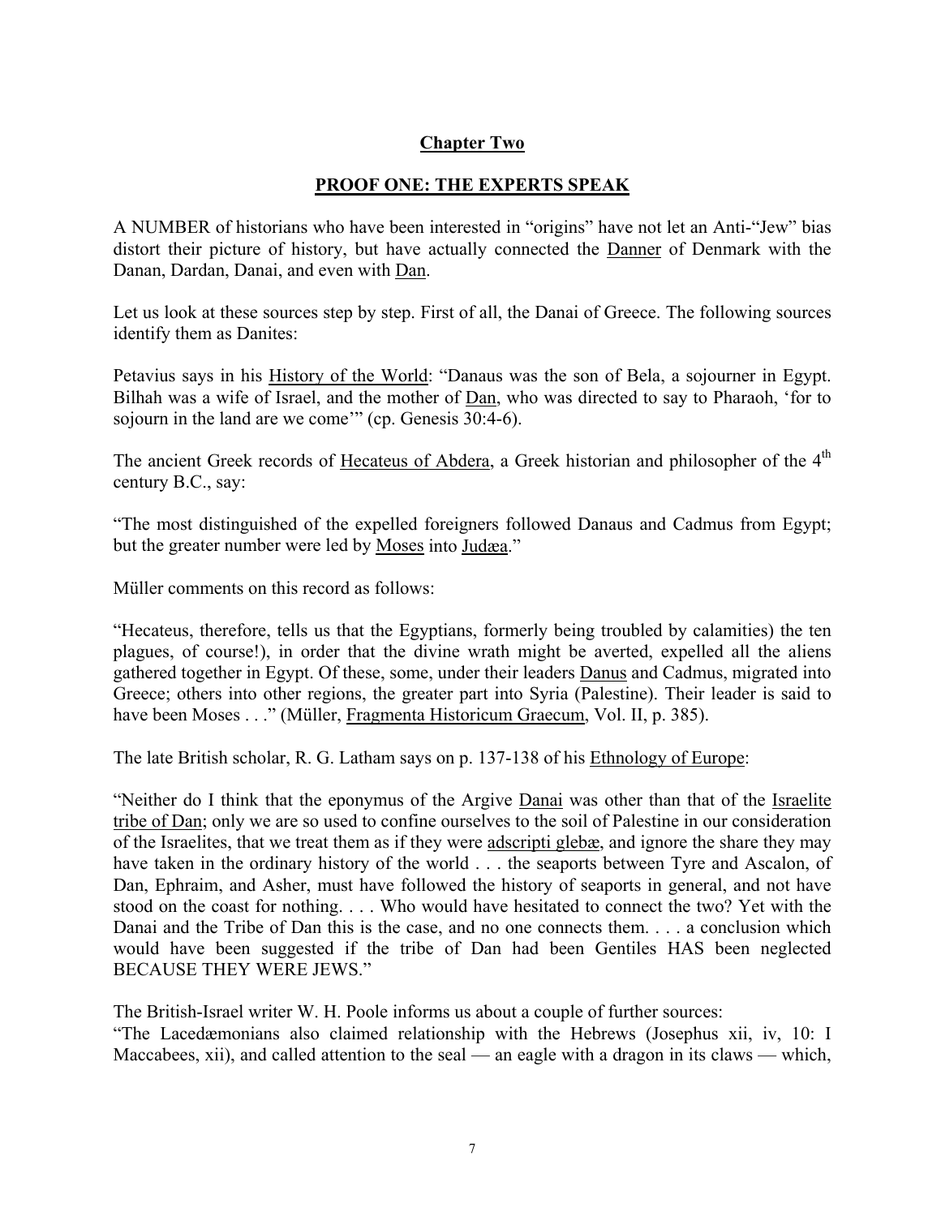## Chapter Two

## PROOF ONE: THE EXPERTS SPEAK

A NUMBER of historians who have been interested in "origins" have not let an Anti-"Jew" bias distort their picture of history, but have actually connected the Danner of Denmark with the Danan, Dardan, Danai, and even with Dan.

Let us look at these sources step by step. First of all, the Danai of Greece. The following sources identify them as Danites:

Petavius says in his History of the World: "Danaus was the son of Bela, a sojourner in Egypt. Bilhah was a wife of Israel, and the mother of Dan, who was directed to say to Pharaoh, 'for to sojourn in the land are we come'" (cp. Genesis 30:4-6).

The ancient Greek records of Hecateus of Abdera, a Greek historian and philosopher of the 4th century B.C., say:

"The most distinguished of the expelled foreigners followed Danaus and Cadmus from Egypt; but the greater number were led by Moses into Judæa."

Müller comments on this record as follows:

"Hecateus, therefore, tells us that the Egyptians, formerly being troubled by calamities) the ten plagues, of course!), in order that the divine wrath might be averted, expelled all the aliens gathered together in Egypt. Of these, some, under their leaders Danus and Cadmus, migrated into Greece; others into other regions, the greater part into Syria (Palestine). Their leader is said to have been Moses . . ." (Müller, Fragmenta Historicum Graecum, Vol. II, p. 385).

The late British scholar, R. G. Latham says on p. 137-138 of his Ethnology of Europe:

"Neither do I think that the eponymus of the Argive Danai was other than that of the Israelite tribe of Dan; only we are so used to confine ourselves to the soil of Palestine in our consideration of the Israelites, that we treat them as if they were adscripti glebæ, and ignore the share they may have taken in the ordinary history of the world . . . the seaports between Tyre and Ascalon, of Dan, Ephraim, and Asher, must have followed the history of seaports in general, and not have stood on the coast for nothing. . . . Who would have hesitated to connect the two? Yet with the Danai and the Tribe of Dan this is the case, and no one connects them. . . . a conclusion which would have been suggested if the tribe of Dan had been Gentiles HAS been neglected BECAUSE THEY WERE JEWS."

The British-Israel writer W. H. Poole informs us about a couple of further sources:
"The Lacedæmonians also claimed relationship with the Hebrews (Josephus xii, iv, 10: I Maccabees, xii), and called attention to the seal — an eagle with a dragon in its claws — which,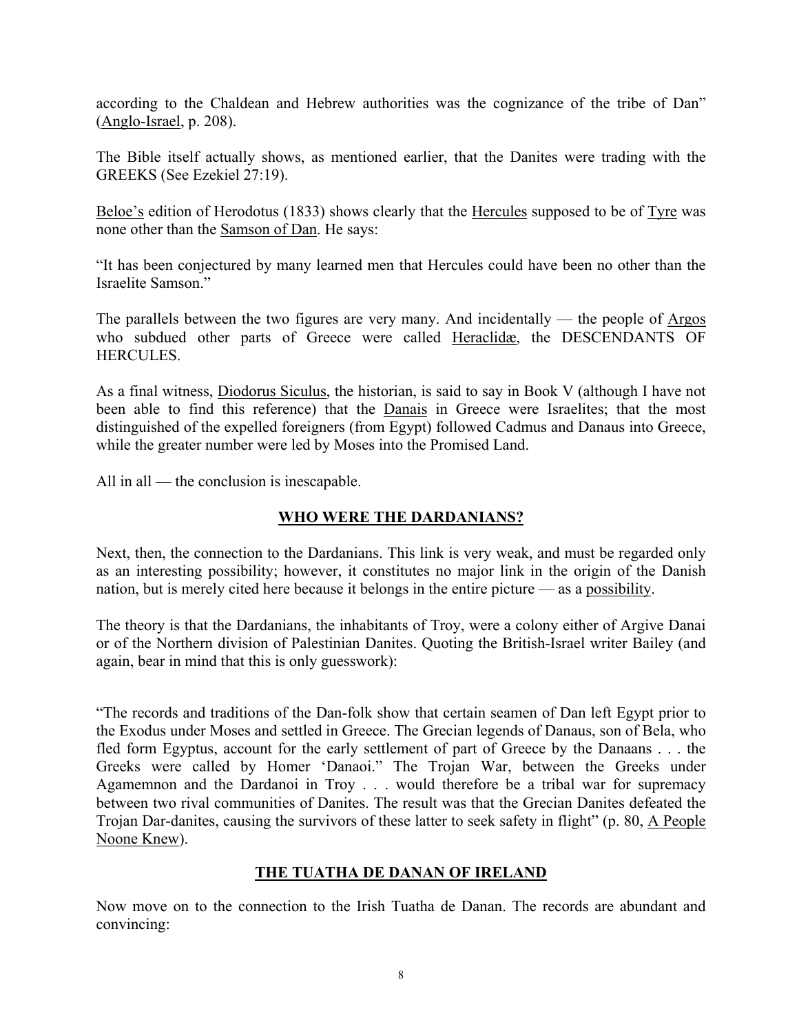according to the Chaldean and Hebrew authorities was the cognizance of the tribe of Dan" (Anglo-Israel, p. 208).

The Bible itself actually shows, as mentioned earlier, that the Danites were trading with the GREEKS (See Ezekiel 27:19).

Beloe's edition of Herodotus (1833) shows clearly that the Hercules supposed to be of Tyre was none other than the Samson of Dan. He says:

"It has been conjectured by many learned men that Hercules could have been no other than the Israelite Samson."

The parallels between the two figures are very many. And incidentally — the people of Argos who subdued other parts of Greece were called Heraclidæ, the DESCENDANTS OF HERCULES.

As a final witness, Diodorus Siculus, the historian, is said to say in Book V (although I have not been able to find this reference) that the Danais in Greece were Israelites; that the most distinguished of the expelled foreigners (from Egypt) followed Cadmus and Danaus into Greece, while the greater number were led by Moses into the Promised Land.

All in all — the conclusion is inescapable.

## WHO WERE THE DARDANIANS?

Next, then, the connection to the Dardanians. This link is very weak, and must be regarded only as an interesting possibility; however, it constitutes no major link in the origin of the Danish nation, but is merely cited here because it belongs in the entire picture — as a possibility.

The theory is that the Dardanians, the inhabitants of Troy, were a colony either of Argive Danai or of the Northern division of Palestinian Danites. Quoting the British-Israel writer Bailey (and again, bear in mind that this is only guesswork):

"The records and traditions of the Dan-folk show that certain seamen of Dan left Egypt prior to the Exodus under Moses and settled in Greece. The Grecian legends of Danaus, son of Bela, who fled form Egyptus, account for the early settlement of part of Greece by the Danaans . . . the Greeks were called by Homer 'Danaoi." The Trojan War, between the Greeks under Agamemnon and the Dardanoi in Troy . . . would therefore be a tribal war for supremacy between two rival communities of Danites. The result was that the Grecian Danites defeated the Trojan Dar-danites, causing the survivors of these latter to seek safety in flight" (p. 80, A People Noone Knew).

## THE TUATHA DE DANAN OF IRELAND

Now move on to the connection to the Irish Tuatha de Danan. The records are abundant and convincing: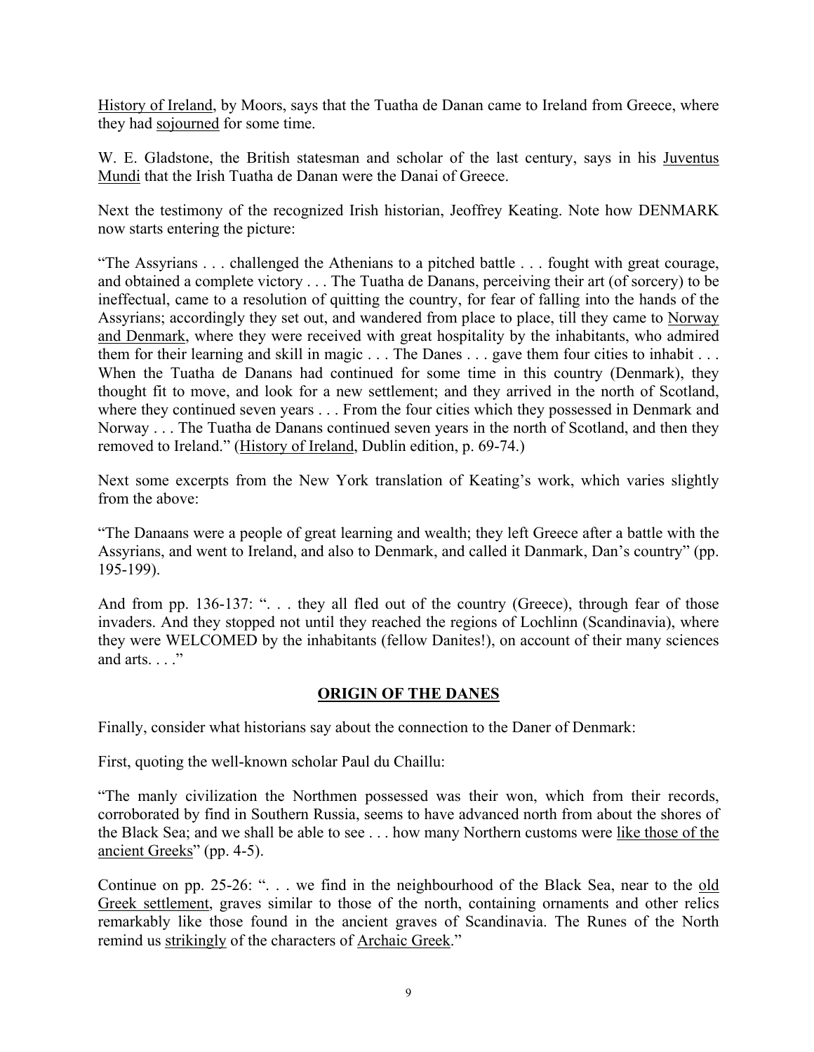History of Ireland, by Moors, says that the Tuatha de Danan came to Ireland from Greece, where they had sojourned for some time.

W. E. Gladstone, the British statesman and scholar of the last century, says in his Juventus Mundi that the Irish Tuatha de Danan were the Danai of Greece.

Next the testimony of the recognized Irish historian, Jeoffrey Keating. Note how DENMARK now starts entering the picture:

"The Assyrians . . . challenged the Athenians to a pitched battle . . . fought with great courage, and obtained a complete victory . . . The Tuatha de Danans, perceiving their art (of sorcery) to be ineffectual, came to a resolution of quitting the country, for fear of falling into the hands of the Assyrians; accordingly they set out, and wandered from place to place, till they came to Norway and Denmark, where they were received with great hospitality by the inhabitants, who admired them for their learning and skill in magic . . . The Danes . . . gave them four cities to inhabit . . . When the Tuatha de Danans had continued for some time in this country (Denmark), they thought fit to move, and look for a new settlement; and they arrived in the north of Scotland, where they continued seven years . . . From the four cities which they possessed in Denmark and Norway . . . The Tuatha de Danans continued seven years in the north of Scotland, and then they removed to Ireland." (History of Ireland, Dublin edition, p. 69-74.)

Next some excerpts from the New York translation of Keating's work, which varies slightly from the above:

"The Danaans were a people of great learning and wealth; they left Greece after a battle with the Assyrians, and went to Ireland, and also to Denmark, and called it Danmark, Dan's country" (pp. 195-199).

And from pp. 136-137: ". . . they all fled out of the country (Greece), through fear of those invaders. And they stopped not until they reached the regions of Lochlinn (Scandinavia), where they were WELCOMED by the inhabitants (fellow Danites!), on account of their many sciences and arts. . . ."

## ORIGIN OF THE DANES

Finally, consider what historians say about the connection to the Daner of Denmark:

First, quoting the well-known scholar Paul du Chaillu:

"The manly civilization the Northmen possessed was their won, which from their records, corroborated by find in Southern Russia, seems to have advanced north from about the shores of the Black Sea; and we shall be able to see . . . how many Northern customs were like those of the ancient Greeks" (pp. 4-5).

Continue on pp. 25-26: ". . . we find in the neighbourhood of the Black Sea, near to the old Greek settlement, graves similar to those of the north, containing ornaments and other relics remarkably like those found in the ancient graves of Scandinavia. The Runes of the North remind us strikingly of the characters of Archaic Greek."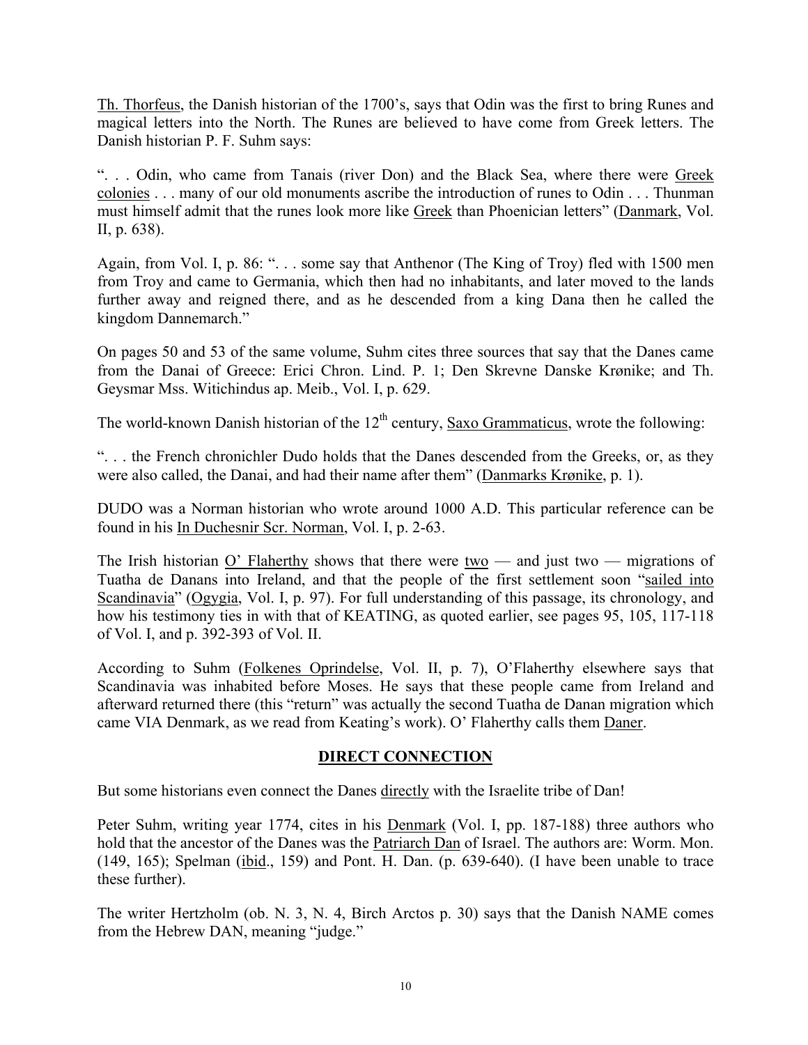<u>Th. Thorfeus</u>, the Danish historian of the 1700's, says that Odin was the first to bring Runes and magical letters into the North. The Runes are believed to have come from Greek letters. The Danish historian P. F. Suhm says:

". . . Odin, who came from Tanais (river Don) and the Black Sea, where there were <u>Greek colonies</u> . . . many of our old monuments ascribe the introduction of runes to Odin . . . Thunman must himself admit that the runes look more like <u>Greek</u> than Phoenician letters" (<u>Danmark</u>, Vol. II, p. 638).

Again, from Vol. I, p. 86: ". . . some say that Anthenor (The King of Troy) fled with 1500 men from Troy and came to Germania, which then had no inhabitants, and later moved to the lands further away and reigned there, and as he descended from a king Dana then he called the kingdom Dannemarch."

On pages 50 and 53 of the same volume, Suhm cites three sources that say that the Danes came from the Danai of Greece: Erici Chron. Lind. P. 1; Den Skrevne Danske Krønike; and Th. Geysmar Mss. Witichindus ap. Meib., Vol. I, p. 629.

The world-known Danish historian of the 12th century, <u>Saxo Grammaticus</u>, wrote the following:

". . . the French chronichler Dudo holds that the Danes descended from the Greeks, or, as they were also called, the Danai, and had their name after them" (<u>Danmarks Krønike</u>, p. 1).

DUDO was a Norman historian who wrote around 1000 A.D. This particular reference can be found in his <u>In Duchesnir Scr. Norman</u>, Vol. I, p. 2-63.

The Irish historian <u>O' Flaherthy</u> shows that there were <u>two</u> — and just two — migrations of Tuatha de Danans into Ireland, and that the people of the first settlement soon "<u>sailed into Scandinavia</u>" (<u>Ogygia</u>, Vol. I, p. 97). For full understanding of this passage, its chronology, and how his testimony ties in with that of KEATING, as quoted earlier, see pages 95, 105, 117-118 of Vol. I, and p. 392-393 of Vol. II.

According to Suhm (<u>Folkenes Oprindelse</u>, Vol. II, p. 7), O'Flaherthy elsewhere says that Scandinavia was inhabited before Moses. He says that these people came from Ireland and afterward returned there (this "return" was actually the second Tuatha de Danan migration which came VIA Denmark, as we read from Keating's work). O' Flaherthy calls them <u>Daner</u>.

## DIRECT CONNECTION

But some historians even connect the Danes <u>directly</u> with the Israelite tribe of Dan!

Peter Suhm, writing year 1774, cites in his <u>Denmark</u> (Vol. I, pp. 187-188) three authors who hold that the ancestor of the Danes was the <u>Patriarch Dan</u> of Israel. The authors are: Worm. Mon. (149, 165); Spelman (<u>ibid</u>., 159) and Pont. H. Dan. (p. 639-640). (I have been unable to trace these further).

The writer Hertzholm (ob. N. 3, N. 4, Birch Arctos p. 30) says that the Danish NAME comes from the Hebrew DAN, meaning "judge."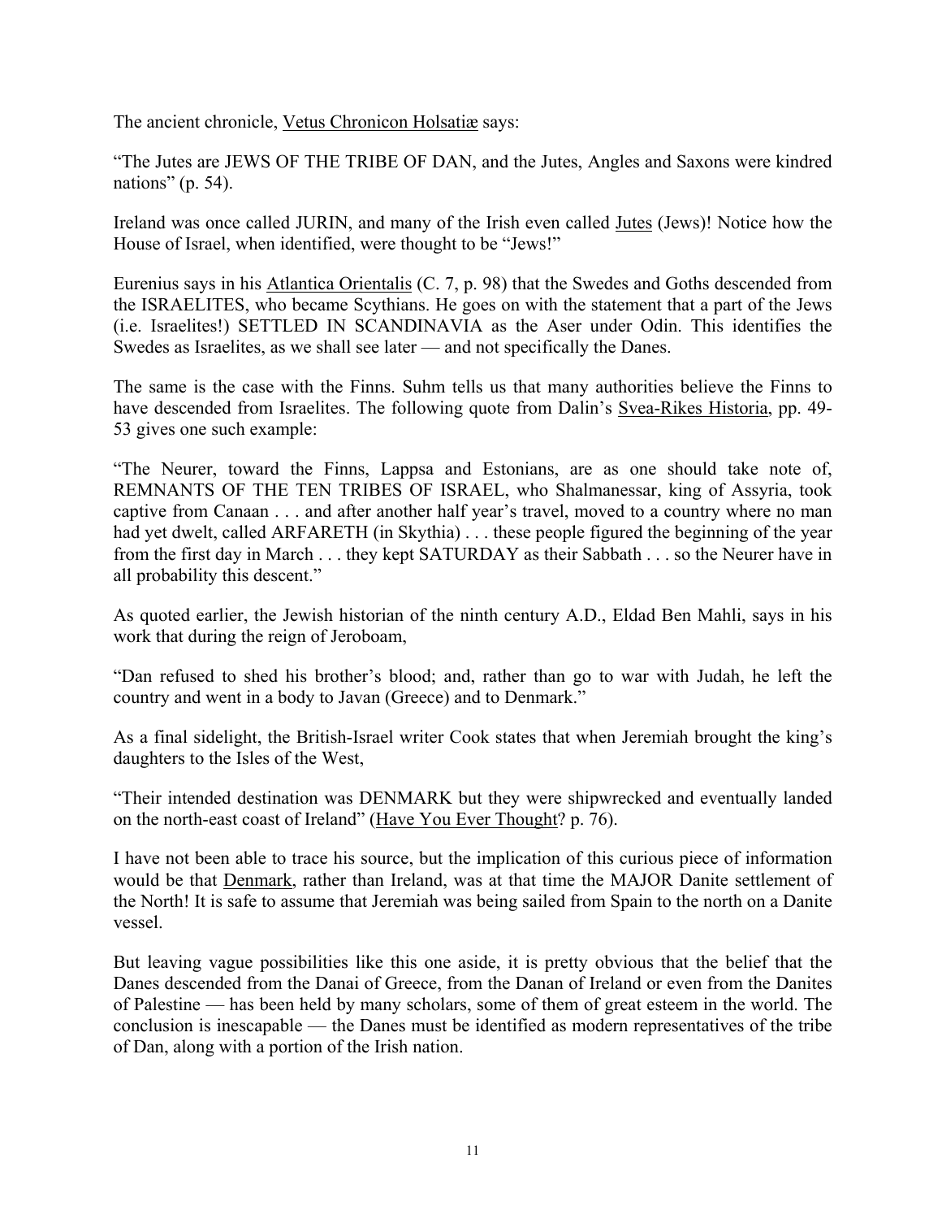The ancient chronicle, Vetus Chronicon Holsatiæ says:

"The Jutes are JEWS OF THE TRIBE OF DAN, and the Jutes, Angles and Saxons were kindred nations" (p. 54).

Ireland was once called JURIN, and many of the Irish even called Jutes (Jews)! Notice how the House of Israel, when identified, were thought to be "Jews!"

Eurenius says in his Atlantica Orientalis (C. 7, p. 98) that the Swedes and Goths descended from the ISRAELITES, who became Scythians. He goes on with the statement that a part of the Jews (i.e. Israelites!) SETTLED IN SCANDINAVIA as the Aser under Odin. This identifies the Swedes as Israelites, as we shall see later — and not specifically the Danes.

The same is the case with the Finns. Suhm tells us that many authorities believe the Finns to have descended from Israelites. The following quote from Dalin's Svea-Rikes Historia, pp. 49-53 gives one such example:

"The Neurer, toward the Finns, Lappsa and Estonians, are as one should take note of, REMNANTS OF THE TEN TRIBES OF ISRAEL, who Shalmanessar, king of Assyria, took captive from Canaan . . . and after another half year's travel, moved to a country where no man had yet dwelt, called ARFARETH (in Skythia) . . . these people figured the beginning of the year from the first day in March . . . they kept SATURDAY as their Sabbath . . . so the Neurer have in all probability this descent."

As quoted earlier, the Jewish historian of the ninth century A.D., Eldad Ben Mahli, says in his work that during the reign of Jeroboam,

"Dan refused to shed his brother's blood; and, rather than go to war with Judah, he left the country and went in a body to Javan (Greece) and to Denmark."

As a final sidelight, the British-Israel writer Cook states that when Jeremiah brought the king's daughters to the Isles of the West,

"Their intended destination was DENMARK but they were shipwrecked and eventually landed on the north-east coast of Ireland" (Have You Ever Thought? p. 76).

I have not been able to trace his source, but the implication of this curious piece of information would be that Denmark, rather than Ireland, was at that time the MAJOR Danite settlement of the North! It is safe to assume that Jeremiah was being sailed from Spain to the north on a Danite vessel.

But leaving vague possibilities like this one aside, it is pretty obvious that the belief that the Danes descended from the Danai of Greece, from the Danan of Ireland or even from the Danites of Palestine — has been held by many scholars, some of them of great esteem in the world. The conclusion is inescapable — the Danes must be identified as modern representatives of the tribe of Dan, along with a portion of the Irish nation.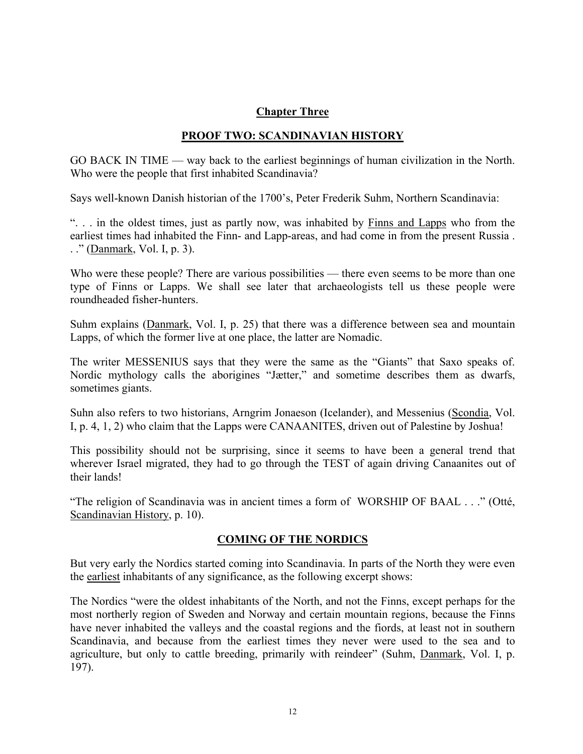## Chapter Three

## PROOF TWO: SCANDINAVIAN HISTORY

GO BACK IN TIME — way back to the earliest beginnings of human civilization in the North. Who were the people that first inhabited Scandinavia?

Says well-known Danish historian of the 1700's, Peter Frederik Suhm, Northern Scandinavia:

". . . in the oldest times, just as partly now, was inhabited by Finns and Lapps who from the earliest times had inhabited the Finn- and Lapp-areas, and had come in from the present Russia . . ." (Danmark, Vol. I, p. 3).

Who were these people? There are various possibilities — there even seems to be more than one type of Finns or Lapps. We shall see later that archaeologists tell us these people were roundheaded fisher-hunters.

Suhm explains (Danmark, Vol. I, p. 25) that there was a difference between sea and mountain Lapps, of which the former live at one place, the latter are Nomadic.

The writer MESSENIUS says that they were the same as the "Giants" that Saxo speaks of. Nordic mythology calls the aborigines "Jætter," and sometime describes them as dwarfs, sometimes giants.

Suhn also refers to two historians, Arngrim Jonaeson (Icelander), and Messenius (Scondia, Vol. I, p. 4, 1, 2) who claim that the Lapps were CANAANITES, driven out of Palestine by Joshua!

This possibility should not be surprising, since it seems to have been a general trend that wherever Israel migrated, they had to go through the TEST of again driving Canaanites out of their lands!

"The religion of Scandinavia was in ancient times a form of WORSHIP OF BAAL . . ." (Otté, Scandinavian History, p. 10).

### COMING OF THE NORDICS

But very early the Nordics started coming into Scandinavia. In parts of the North they were even the earliest inhabitants of any significance, as the following excerpt shows:

The Nordics "were the oldest inhabitants of the North, and not the Finns, except perhaps for the most northerly region of Sweden and Norway and certain mountain regions, because the Finns have never inhabited the valleys and the coastal regions and the fiords, at least not in southern Scandinavia, and because from the earliest times they never were used to the sea and to agriculture, but only to cattle breeding, primarily with reindeer" (Suhm, Danmark, Vol. I, p. 197).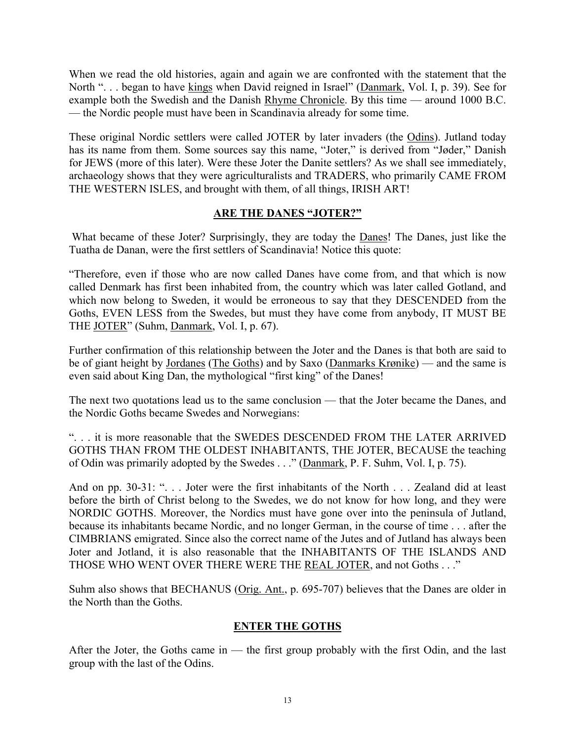When we read the old histories, again and again we are confronted with the statement that the North ". . . began to have kings when David reigned in Israel" (Danmark, Vol. I, p. 39). See for example both the Swedish and the Danish Rhyme Chronicle. By this time — around 1000 B.C. — the Nordic people must have been in Scandinavia already for some time.

These original Nordic settlers were called JOTER by later invaders (the Odins). Jutland today has its name from them. Some sources say this name, "Joter," is derived from "Jøder," Danish for JEWS (more of this later). Were these Joter the Danite settlers? As we shall see immediately, archaeology shows that they were agriculturalists and TRADERS, who primarily CAME FROM THE WESTERN ISLES, and brought with them, of all things, IRISH ART!

## ARE THE DANES "JOTER?"

What became of these Joter? Surprisingly, they are today the Danes! The Danes, just like the Tuatha de Danan, were the first settlers of Scandinavia! Notice this quote:

"Therefore, even if those who are now called Danes have come from, and that which is now called Denmark has first been inhabited from, the country which was later called Gotland, and which now belong to Sweden, it would be erroneous to say that they DESCENDED from the Goths, EVEN LESS from the Swedes, but must they have come from anybody, IT MUST BE THE JOTER" (Suhm, Danmark, Vol. I, p. 67).

Further confirmation of this relationship between the Joter and the Danes is that both are said to be of giant height by Jordanes (The Goths) and by Saxo (Danmarks Krønike) — and the same is even said about King Dan, the mythological "first king" of the Danes!

The next two quotations lead us to the same conclusion — that the Joter became the Danes, and the Nordic Goths became Swedes and Norwegians:

". . . it is more reasonable that the SWEDES DESCENDED FROM THE LATER ARRIVED GOTHS THAN FROM THE OLDEST INHABITANTS, THE JOTER, BECAUSE the teaching of Odin was primarily adopted by the Swedes . . ." (Danmark, P. F. Suhm, Vol. I, p. 75).

And on pp. 30-31: ". . . Joter were the first inhabitants of the North . . . Zealand did at least before the birth of Christ belong to the Swedes, we do not know for how long, and they were NORDIC GOTHS. Moreover, the Nordics must have gone over into the peninsula of Jutland, because its inhabitants became Nordic, and no longer German, in the course of time . . . after the CIMBRIANS emigrated. Since also the correct name of the Jutes and of Jutland has always been Joter and Jotland, it is also reasonable that the INHABITANTS OF THE ISLANDS AND THOSE WHO WENT OVER THERE WERE THE REAL JOTER, and not Goths . . ."

Suhm also shows that BECHANUS (Orig. Ant., p. 695-707) believes that the Danes are older in the North than the Goths.

## ENTER THE GOTHS

After the Joter, the Goths came in — the first group probably with the first Odin, and the last group with the last of the Odins.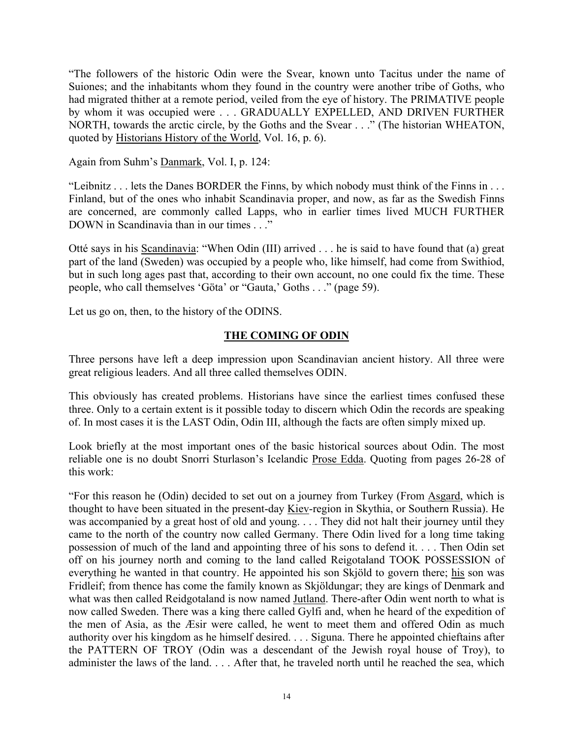"The followers of the historic Odin were the Svear, known unto Tacitus under the name of Suiones; and the inhabitants whom they found in the country were another tribe of Goths, who had migrated thither at a remote period, veiled from the eye of history. The PRIMATIVE people by whom it was occupied were . . . GRADUALLY EXPELLED, AND DRIVEN FURTHER NORTH, towards the arctic circle, by the Goths and the Svear . . ." (The historian WHEATON, quoted by <u>Historians History of the World</u>, Vol. 16, p. 6).

Again from Suhm's <u>Danmark</u>, Vol. I, p. 124:

"Leibnitz . . . lets the Danes BORDER the Finns, by which nobody must think of the Finns in . . . Finland, but of the ones who inhabit Scandinavia proper, and now, as far as the Swedish Finns are concerned, are commonly called Lapps, who in earlier times lived MUCH FURTHER DOWN in Scandinavia than in our times . . ."

Otté says in his <u>Scandinavia</u>: "When Odin (III) arrived . . . he is said to have found that (a) great part of the land (Sweden) was occupied by a people who, like himself, had come from Swithiod, but in such long ages past that, according to their own account, no one could fix the time. These people, who call themselves 'Göta' or "Gauta,' Goths . . ." (page 59).

Let us go on, then, to the history of the ODINS.

## THE COMING OF ODIN

Three persons have left a deep impression upon Scandinavian ancient history. All three were great religious leaders. And all three called themselves ODIN.

This obviously has created problems. Historians have since the earliest times confused these three. Only to a certain extent is it possible today to discern which Odin the records are speaking of. In most cases it is the LAST Odin, Odin III, although the facts are often simply mixed up.

Look briefly at the most important ones of the basic historical sources about Odin. The most reliable one is no doubt Snorri Sturlason's Icelandic <u>Prose Edda</u>. Quoting from pages 26-28 of this work:

"For this reason he (Odin) decided to set out on a journey from Turkey (From <u>Asgard</u>, which is thought to have been situated in the present-day <u>Kiev</u>-region in Skythia, or Southern Russia). He was accompanied by a great host of old and young. . . . They did not halt their journey until they came to the north of the country now called Germany. There Odin lived for a long time taking possession of much of the land and appointing three of his sons to defend it. . . . Then Odin set off on his journey north and coming to the land called Reigotaland TOOK POSSESSION of everything he wanted in that country. He appointed his son Skjöld to govern there; <u>his</u> son was Fridleif; from thence has come the family known as Skjöldungar; they are kings of Denmark and what was then called Reidgotaland is now named <u>Jutland</u>. There-after Odin went north to what is now called Sweden. There was a king there called Gylfi and, when he heard of the expedition of the men of Asia, as the Æsir were called, he went to meet them and offered Odin as much authority over his kingdom as he himself desired. . . . Siguna. There he appointed chieftains after the PATTERN OF TROY (Odin was a descendant of the Jewish royal house of Troy), to administer the laws of the land. . . . After that, he traveled north until he reached the sea, which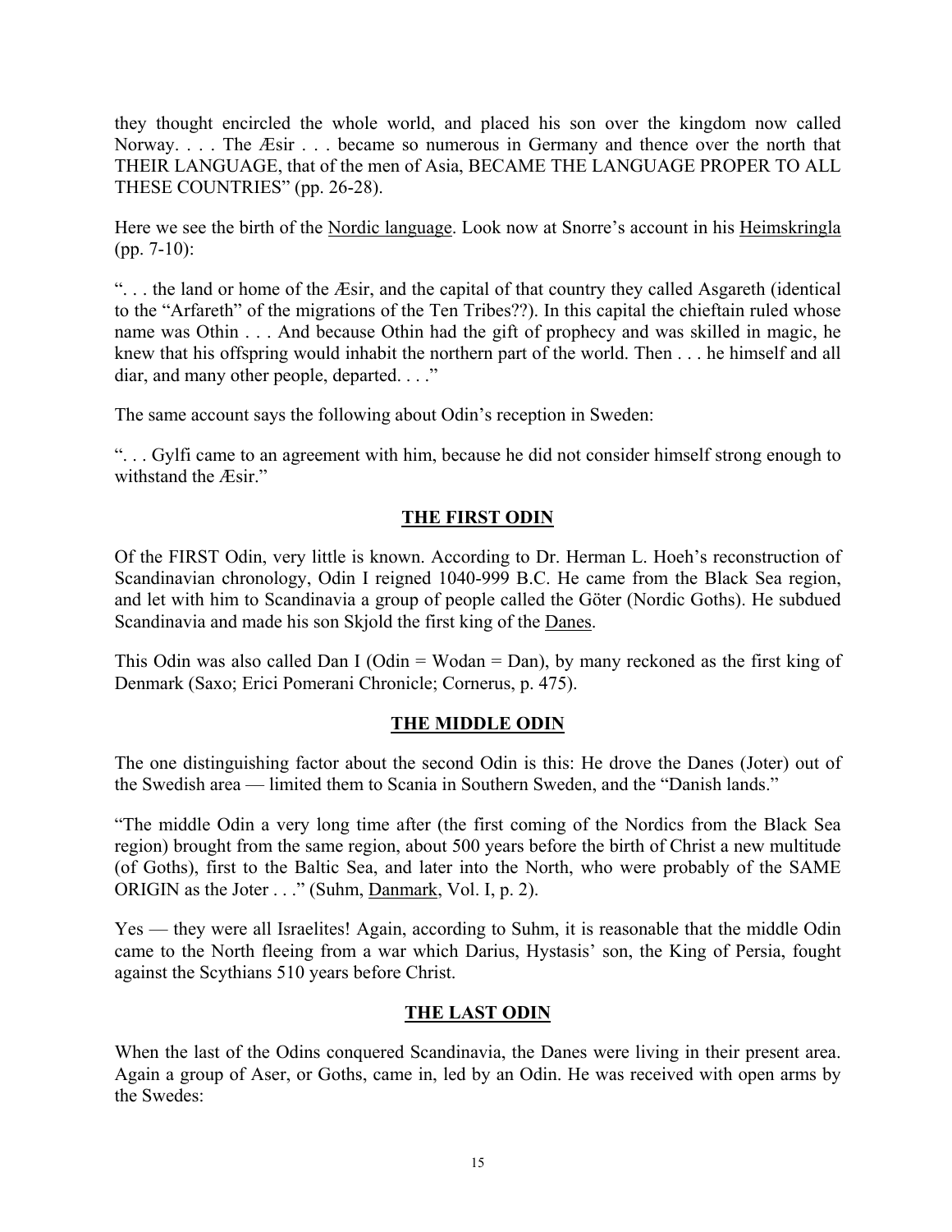they thought encircled the whole world, and placed his son over the kingdom now called Norway. . . . The Æsir . . . became so numerous in Germany and thence over the north that THEIR LANGUAGE, that of the men of Asia, BECAME THE LANGUAGE PROPER TO ALL THESE COUNTRIES" (pp. 26-28).

Here we see the birth of the Nordic language. Look now at Snorre's account in his Heimskringla (pp. 7-10):

". . . the land or home of the Æsir, and the capital of that country they called Asgareth (identical to the "Arfareth" of the migrations of the Ten Tribes??). In this capital the chieftain ruled whose name was Othin . . . And because Othin had the gift of prophecy and was skilled in magic, he knew that his offspring would inhabit the northern part of the world. Then . . . he himself and all diar, and many other people, departed. . . ."

The same account says the following about Odin's reception in Sweden:

". . . Gylfi came to an agreement with him, because he did not consider himself strong enough to withstand the Æsir."

## THE FIRST ODIN

Of the FIRST Odin, very little is known. According to Dr. Herman L. Hoeh's reconstruction of Scandinavian chronology, Odin I reigned 1040-999 B.C. He came from the Black Sea region, and let with him to Scandinavia a group of people called the Göter (Nordic Goths). He subdued Scandinavia and made his son Skjold the first king of the Danes.

This Odin was also called Dan I (Odin = Wodan = Dan), by many reckoned as the first king of Denmark (Saxo; Erici Pomerani Chronicle; Cornerus, p. 475).

## THE MIDDLE ODIN

The one distinguishing factor about the second Odin is this: He drove the Danes (Joter) out of the Swedish area — limited them to Scania in Southern Sweden, and the "Danish lands."

"The middle Odin a very long time after (the first coming of the Nordics from the Black Sea region) brought from the same region, about 500 years before the birth of Christ a new multitude (of Goths), first to the Baltic Sea, and later into the North, who were probably of the SAME ORIGIN as the Joter . . ." (Suhm, Danmark, Vol. I, p. 2).

Yes — they were all Israelites! Again, according to Suhm, it is reasonable that the middle Odin came to the North fleeing from a war which Darius, Hystasis' son, the King of Persia, fought against the Scythians 510 years before Christ.

## THE LAST ODIN

When the last of the Odins conquered Scandinavia, the Danes were living in their present area. Again a group of Aser, or Goths, came in, led by an Odin. He was received with open arms by the Swedes: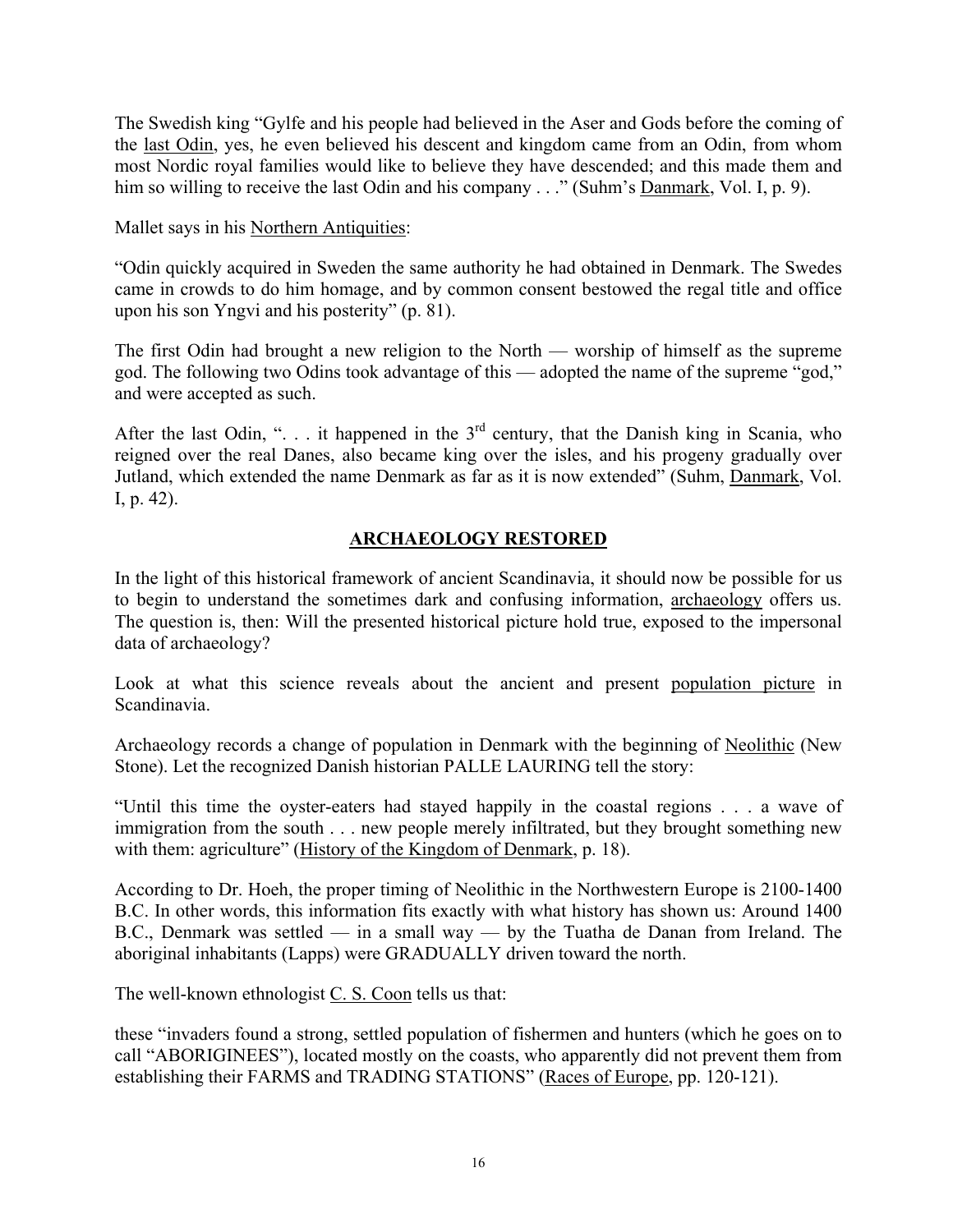The Swedish king "Gylfe and his people had believed in the Aser and Gods before the coming of the last Odin, yes, he even believed his descent and kingdom came from an Odin, from whom most Nordic royal families would like to believe they have descended; and this made them and him so willing to receive the last Odin and his company . . ." (Suhm's Danmark, Vol. I, p. 9).

Mallet says in his Northern Antiquities:

"Odin quickly acquired in Sweden the same authority he had obtained in Denmark. The Swedes came in crowds to do him homage, and by common consent bestowed the regal title and office upon his son Yngvi and his posterity" (p. 81).

The first Odin had brought a new religion to the North — worship of himself as the supreme god. The following two Odins took advantage of this — adopted the name of the supreme "god," and were accepted as such.

After the last Odin, ". . . it happened in the 3rd century, that the Danish king in Scania, who reigned over the real Danes, also became king over the isles, and his progeny gradually over Jutland, which extended the name Denmark as far as it is now extended" (Suhm, Danmark, Vol. I, p. 42).

## ARCHAEOLOGY RESTORED

In the light of this historical framework of ancient Scandinavia, it should now be possible for us to begin to understand the sometimes dark and confusing information, archaeology offers us. The question is, then: Will the presented historical picture hold true, exposed to the impersonal data of archaeology?

Look at what this science reveals about the ancient and present population picture in Scandinavia.

Archaeology records a change of population in Denmark with the beginning of Neolithic (New Stone). Let the recognized Danish historian PALLE LAURING tell the story:

"Until this time the oyster-eaters had stayed happily in the coastal regions . . . a wave of immigration from the south . . . new people merely infiltrated, but they brought something new with them: agriculture" (History of the Kingdom of Denmark, p. 18).

According to Dr. Hoeh, the proper timing of Neolithic in the Northwestern Europe is 2100-1400 B.C. In other words, this information fits exactly with what history has shown us: Around 1400 B.C., Denmark was settled — in a small way — by the Tuatha de Danan from Ireland. The aboriginal inhabitants (Lapps) were GRADUALLY driven toward the north.

The well-known ethnologist C. S. Coon tells us that:

these "invaders found a strong, settled population of fishermen and hunters (which he goes on to call "ABORIGINEES"), located mostly on the coasts, who apparently did not prevent them from establishing their FARMS and TRADING STATIONS" (Races of Europe, pp. 120-121).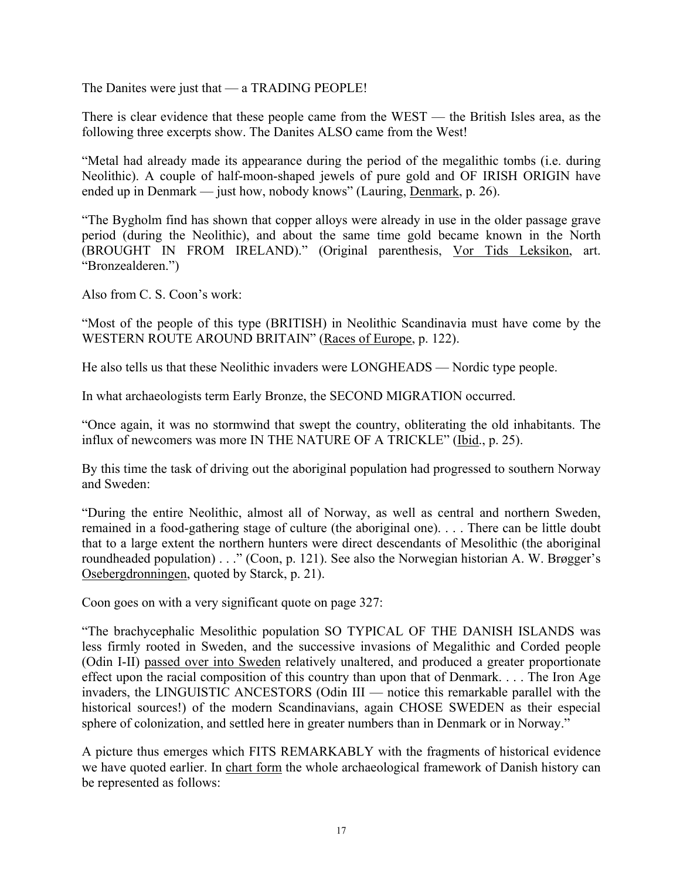The Danites were just that — a TRADING PEOPLE!

There is clear evidence that these people came from the WEST — the British Isles area, as the following three excerpts show. The Danites ALSO came from the West!

"Metal had already made its appearance during the period of the megalithic tombs (i.e. during Neolithic). A couple of half-moon-shaped jewels of pure gold and OF IRISH ORIGIN have ended up in Denmark — just how, nobody knows" (Lauring, Denmark, p. 26).

"The Bygholm find has shown that copper alloys were already in use in the older passage grave period (during the Neolithic), and about the same time gold became known in the North (BROUGHT IN FROM IRELAND)." (Original parenthesis, Vor Tids Leksikon, art. "Bronzealderen.")

Also from C. S. Coon's work:

"Most of the people of this type (BRITISH) in Neolithic Scandinavia must have come by the WESTERN ROUTE AROUND BRITAIN" (Races of Europe, p. 122).

He also tells us that these Neolithic invaders were LONGHEADS — Nordic type people.

In what archaeologists term Early Bronze, the SECOND MIGRATION occurred.

"Once again, it was no stormwind that swept the country, obliterating the old inhabitants. The influx of newcomers was more IN THE NATURE OF A TRICKLE" (Ibid., p. 25).

By this time the task of driving out the aboriginal population had progressed to southern Norway and Sweden:

"During the entire Neolithic, almost all of Norway, as well as central and northern Sweden, remained in a food-gathering stage of culture (the aboriginal one). . . . There can be little doubt that to a large extent the northern hunters were direct descendants of Mesolithic (the aboriginal roundheaded population) . . ." (Coon, p. 121). See also the Norwegian historian A. W. Brøgger's Osebergdronningen, quoted by Starck, p. 21).

Coon goes on with a very significant quote on page 327:

"The brachycephalic Mesolithic population SO TYPICAL OF THE DANISH ISLANDS was less firmly rooted in Sweden, and the successive invasions of Megalithic and Corded people (Odin I-II) passed over into Sweden relatively unaltered, and produced a greater proportionate effect upon the racial composition of this country than upon that of Denmark. . . . The Iron Age invaders, the LINGUISTIC ANCESTORS (Odin III — notice this remarkable parallel with the historical sources!) of the modern Scandinavians, again CHOSE SWEDEN as their especial sphere of colonization, and settled here in greater numbers than in Denmark or in Norway."

A picture thus emerges which FITS REMARKABLY with the fragments of historical evidence we have quoted earlier. In chart form the whole archaeological framework of Danish history can be represented as follows: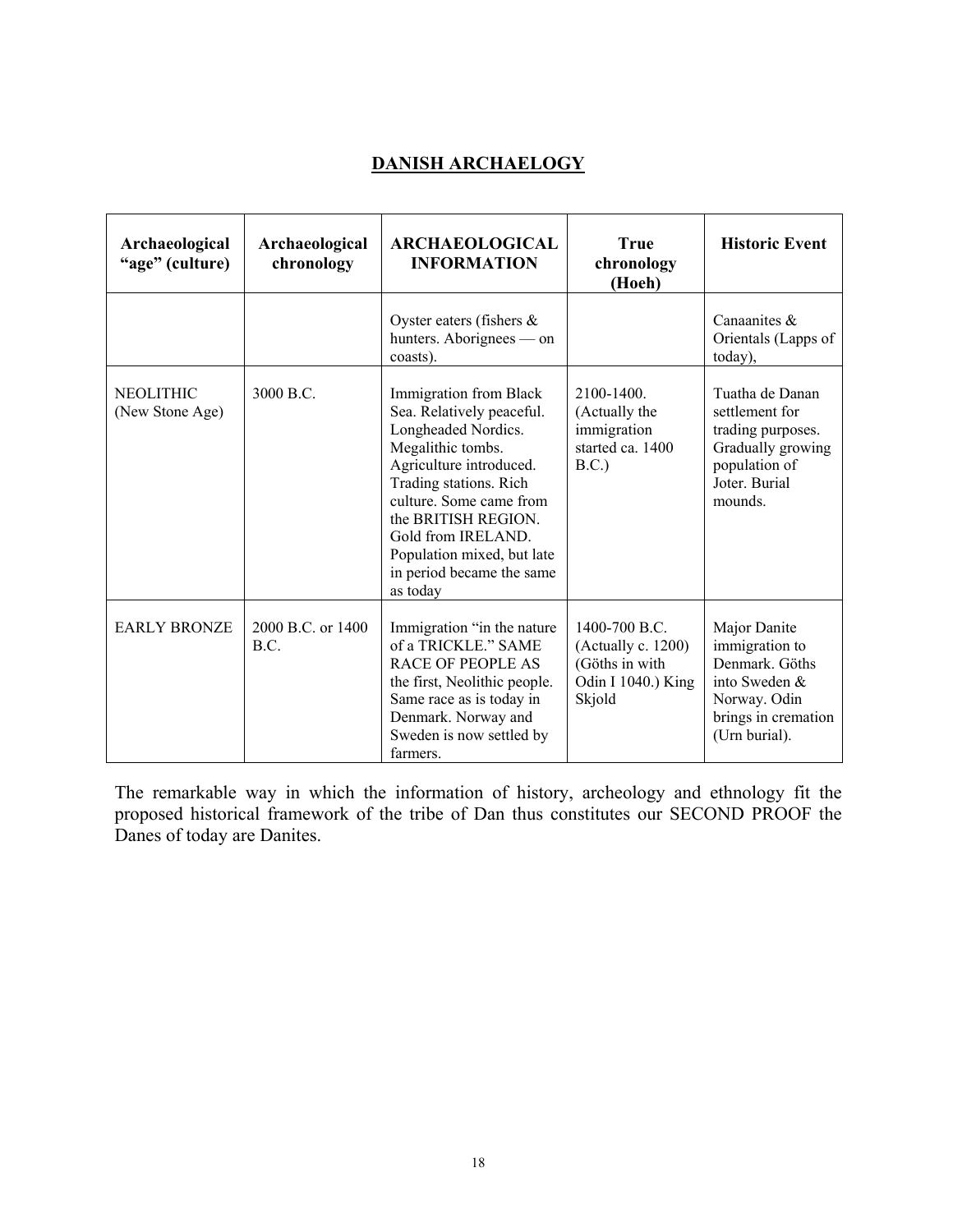## DANISH ARCHAELOGY

| Archaeological "age" (culture) | Archaeological chronology | ARCHAEOLOGICAL INFORMATION | True chronology (Hoeh) | Historic Event |
|---|---|---|---|---|
| | | Oyster eaters (fishers & hunters. Aborignees — on coasts). | | Canaanites & Orientals (Lapps of today), |
| NEOLITHIC (New Stone Age) | 3000 B.C. | Immigration from Black Sea. Relatively peaceful. Longheaded Nordics. Megalithic tombs. Agriculture introduced. Trading stations. Rich culture. Some came from the BRITISH REGION. Gold from IRELAND. Population mixed, but late in period became the same as today | 2100-1400. (Actually the immigration started ca. 1400 B.C.) | Tuatha de Danan settlement for trading purposes. Gradually growing population of Joter. Burial mounds. |
| EARLY BRONZE | 2000 B.C. or 1400 B.C. | Immigration "in the nature of a TRICKLE." SAME RACE OF PEOPLE AS the first, Neolithic people. Same race as is today in Denmark. Norway and Sweden is now settled by farmers. | 1400-700 B.C. (Actually c. 1200) (Göths in with Odin I 1040.) King Skjold | Major Danite immigration to Denmark. Göths into Sweden & Norway. Odin brings in cremation (Urn burial). |

The remarkable way in which the information of history, archeology and ethnology fit the proposed historical framework of the tribe of Dan thus constitutes our SECOND PROOF the Danes of today are Danites.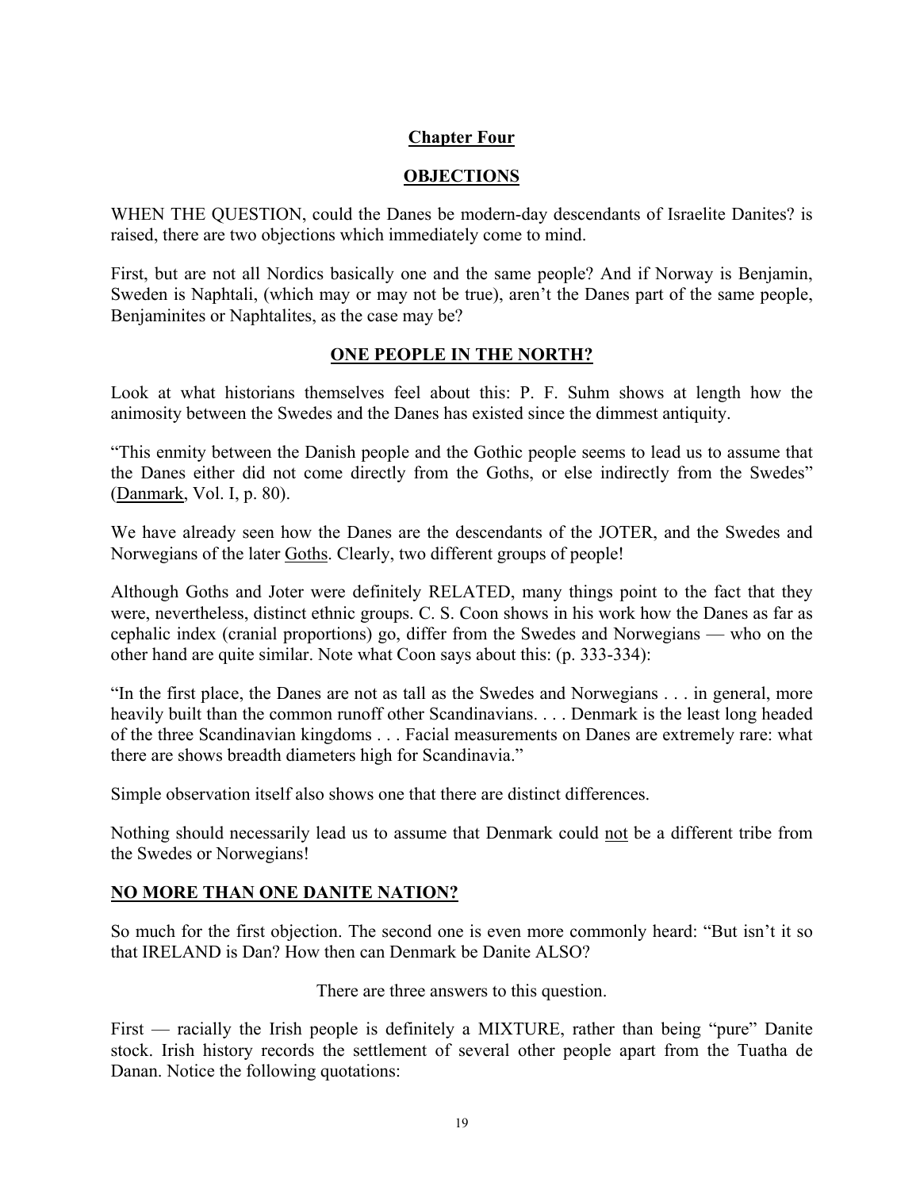## Chapter Four

## OBJECTIONS

WHEN THE QUESTION, could the Danes be modern-day descendants of Israelite Danites? is raised, there are two objections which immediately come to mind.

First, but are not all Nordics basically one and the same people? And if Norway is Benjamin, Sweden is Naphtali, (which may or may not be true), aren't the Danes part of the same people, Benjaminites or Naphtalites, as the case may be?

### ONE PEOPLE IN THE NORTH?

Look at what historians themselves feel about this: P. F. Suhm shows at length how the animosity between the Swedes and the Danes has existed since the dimmest antiquity.

"This enmity between the Danish people and the Gothic people seems to lead us to assume that the Danes either did not come directly from the Goths, or else indirectly from the Swedes" (Danmark, Vol. I, p. 80).

We have already seen how the Danes are the descendants of the JOTER, and the Swedes and Norwegians of the later Goths. Clearly, two different groups of people!

Although Goths and Joter were definitely RELATED, many things point to the fact that they were, nevertheless, distinct ethnic groups. C. S. Coon shows in his work how the Danes as far as cephalic index (cranial proportions) go, differ from the Swedes and Norwegians — who on the other hand are quite similar. Note what Coon says about this: (p. 333-334):

"In the first place, the Danes are not as tall as the Swedes and Norwegians . . . in general, more heavily built than the common runoff other Scandinavians. . . . Denmark is the least long headed of the three Scandinavian kingdoms . . . Facial measurements on Danes are extremely rare: what there are shows breadth diameters high for Scandinavia."

Simple observation itself also shows one that there are distinct differences.

Nothing should necessarily lead us to assume that Denmark could not be a different tribe from the Swedes or Norwegians!

### NO MORE THAN ONE DANITE NATION?

So much for the first objection. The second one is even more commonly heard: "But isn't it so that IRELAND is Dan? How then can Denmark be Danite ALSO?

There are three answers to this question.

First — racially the Irish people is definitely a MIXTURE, rather than being "pure" Danite stock. Irish history records the settlement of several other people apart from the Tuatha de Danan. Notice the following quotations: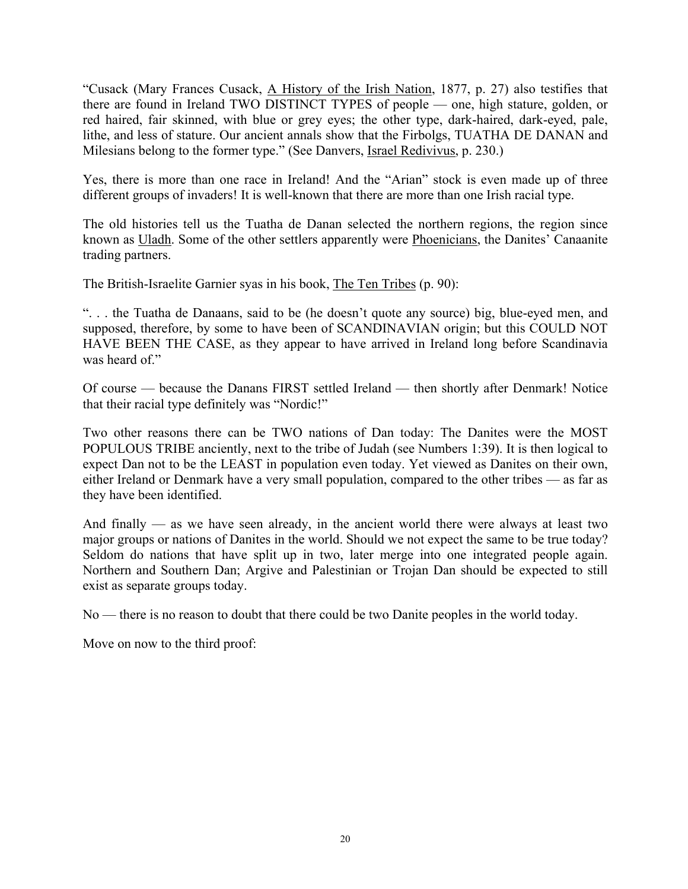"Cusack (Mary Frances Cusack, A History of the Irish Nation, 1877, p. 27) also testifies that there are found in Ireland TWO DISTINCT TYPES of people — one, high stature, golden, or red haired, fair skinned, with blue or grey eyes; the other type, dark-haired, dark-eyed, pale, lithe, and less of stature. Our ancient annals show that the Firbolgs, TUATHA DE DANAN and Milesians belong to the former type." (See Danvers, Israel Redivivus, p. 230.)

Yes, there is more than one race in Ireland! And the "Arian" stock is even made up of three different groups of invaders! It is well-known that there are more than one Irish racial type.

The old histories tell us the Tuatha de Danan selected the northern regions, the region since known as Uladh. Some of the other settlers apparently were Phoenicians, the Danites' Canaanite trading partners.

The British-Israelite Garnier syas in his book, The Ten Tribes (p. 90):

". . . the Tuatha de Danaans, said to be (he doesn't quote any source) big, blue-eyed men, and supposed, therefore, by some to have been of SCANDINAVIAN origin; but this COULD NOT HAVE BEEN THE CASE, as they appear to have arrived in Ireland long before Scandinavia was heard of."

Of course — because the Danans FIRST settled Ireland — then shortly after Denmark! Notice that their racial type definitely was "Nordic!"

Two other reasons there can be TWO nations of Dan today: The Danites were the MOST POPULOUS TRIBE anciently, next to the tribe of Judah (see Numbers 1:39). It is then logical to expect Dan not to be the LEAST in population even today. Yet viewed as Danites on their own, either Ireland or Denmark have a very small population, compared to the other tribes — as far as they have been identified.

And finally — as we have seen already, in the ancient world there were always at least two major groups or nations of Danites in the world. Should we not expect the same to be true today? Seldom do nations that have split up in two, later merge into one integrated people again. Northern and Southern Dan; Argive and Palestinian or Trojan Dan should be expected to still exist as separate groups today.

No — there is no reason to doubt that there could be two Danite peoples in the world today.

Move on now to the third proof: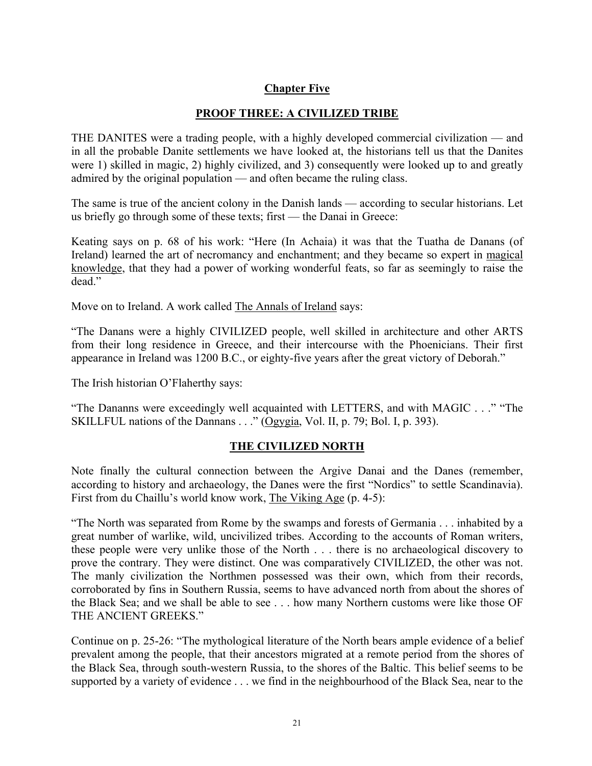## Chapter Five

## PROOF THREE: A CIVILIZED TRIBE

THE DANITES were a trading people, with a highly developed commercial civilization — and in all the probable Danite settlements we have looked at, the historians tell us that the Danites were 1) skilled in magic, 2) highly civilized, and 3) consequently were looked up to and greatly admired by the original population — and often became the ruling class.

The same is true of the ancient colony in the Danish lands — according to secular historians. Let us briefly go through some of these texts; first — the Danai in Greece:

Keating says on p. 68 of his work: "Here (In Achaia) it was that the Tuatha de Danans (of Ireland) learned the art of necromancy and enchantment; and they became so expert in magical knowledge, that they had a power of working wonderful feats, so far as seemingly to raise the dead."

Move on to Ireland. A work called The Annals of Ireland says:

"The Danans were a highly CIVILIZED people, well skilled in architecture and other ARTS from their long residence in Greece, and their intercourse with the Phoenicians. Their first appearance in Ireland was 1200 B.C., or eighty-five years after the great victory of Deborah."

The Irish historian O'Flaherthy says:

"The Dananns were exceedingly well acquainted with LETTERS, and with MAGIC . . ." "The SKILLFUL nations of the Dannans . . ." (Ogygia, Vol. II, p. 79; Bol. I, p. 393).

## THE CIVILIZED NORTH

Note finally the cultural connection between the Argive Danai and the Danes (remember, according to history and archaeology, the Danes were the first "Nordics" to settle Scandinavia). First from du Chaillu's world know work, The Viking Age (p. 4-5):

"The North was separated from Rome by the swamps and forests of Germania . . . inhabited by a great number of warlike, wild, uncivilized tribes. According to the accounts of Roman writers, these people were very unlike those of the North . . . there is no archaeological discovery to prove the contrary. They were distinct. One was comparatively CIVILIZED, the other was not. The manly civilization the Northmen possessed was their own, which from their records, corroborated by fins in Southern Russia, seems to have advanced north from about the shores of the Black Sea; and we shall be able to see . . . how many Northern customs were like those OF THE ANCIENT GREEKS."

Continue on p. 25-26: "The mythological literature of the North bears ample evidence of a belief prevalent among the people, that their ancestors migrated at a remote period from the shores of the Black Sea, through south-western Russia, to the shores of the Baltic. This belief seems to be supported by a variety of evidence . . . we find in the neighbourhood of the Black Sea, near to the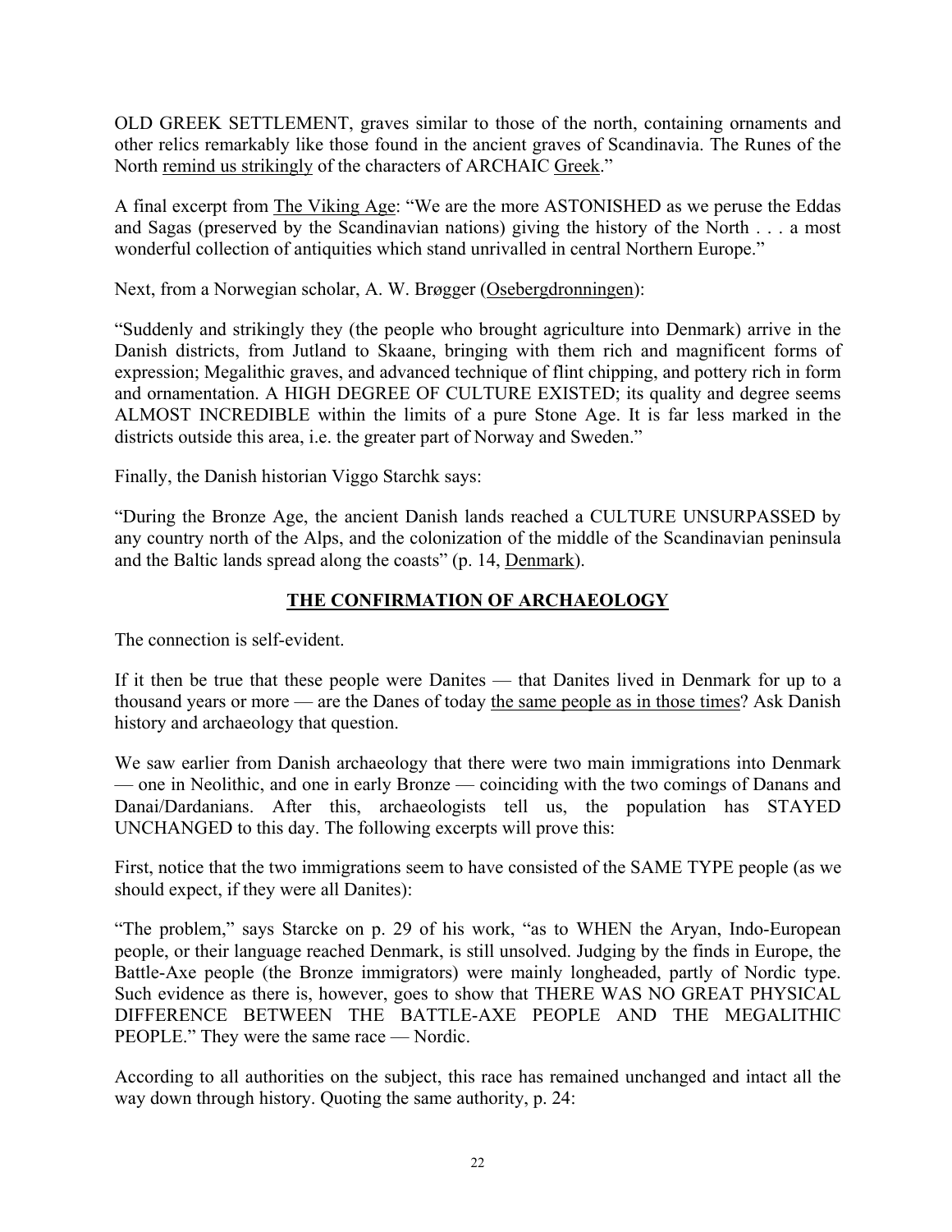OLD GREEK SETTLEMENT, graves similar to those of the north, containing ornaments and other relics remarkably like those found in the ancient graves of Scandinavia. The Runes of the North remind us strikingly of the characters of ARCHAIC Greek."

A final excerpt from The Viking Age: "We are the more ASTONISHED as we peruse the Eddas and Sagas (preserved by the Scandinavian nations) giving the history of the North . . . a most wonderful collection of antiquities which stand unrivalled in central Northern Europe."

Next, from a Norwegian scholar, A. W. Brøgger (Osebergdronningen):

"Suddenly and strikingly they (the people who brought agriculture into Denmark) arrive in the Danish districts, from Jutland to Skaane, bringing with them rich and magnificent forms of expression; Megalithic graves, and advanced technique of flint chipping, and pottery rich in form and ornamentation. A HIGH DEGREE OF CULTURE EXISTED; its quality and degree seems ALMOST INCREDIBLE within the limits of a pure Stone Age. It is far less marked in the districts outside this area, i.e. the greater part of Norway and Sweden."

Finally, the Danish historian Viggo Starchk says:

"During the Bronze Age, the ancient Danish lands reached a CULTURE UNSURPASSED by any country north of the Alps, and the colonization of the middle of the Scandinavian peninsula and the Baltic lands spread along the coasts" (p. 14, Denmark).

## THE CONFIRMATION OF ARCHAEOLOGY

The connection is self-evident.

If it then be true that these people were Danites — that Danites lived in Denmark for up to a thousand years or more — are the Danes of today the same people as in those times? Ask Danish history and archaeology that question.

We saw earlier from Danish archaeology that there were two main immigrations into Denmark — one in Neolithic, and one in early Bronze — coinciding with the two comings of Danans and Danai/Dardanians. After this, archaeologists tell us, the population has STAYED UNCHANGED to this day. The following excerpts will prove this:

First, notice that the two immigrations seem to have consisted of the SAME TYPE people (as we should expect, if they were all Danites):

"The problem," says Starcke on p. 29 of his work, "as to WHEN the Aryan, Indo-European people, or their language reached Denmark, is still unsolved. Judging by the finds in Europe, the Battle-Axe people (the Bronze immigrators) were mainly longheaded, partly of Nordic type. Such evidence as there is, however, goes to show that THERE WAS NO GREAT PHYSICAL DIFFERENCE BETWEEN THE BATTLE-AXE PEOPLE AND THE MEGALITHIC PEOPLE." They were the same race — Nordic.

According to all authorities on the subject, this race has remained unchanged and intact all the way down through history. Quoting the same authority, p. 24: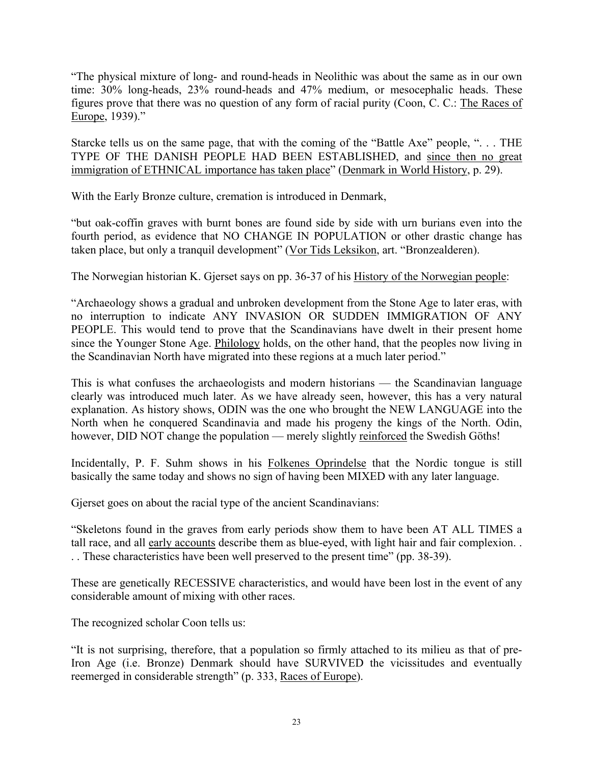"The physical mixture of long- and round-heads in Neolithic was about the same as in our own time: 30% long-heads, 23% round-heads and 47% medium, or mesocephalic heads. These figures prove that there was no question of any form of racial purity (Coon, C. C.: The Races of Europe, 1939)."

Starcke tells us on the same page, that with the coming of the "Battle Axe" people, ". . . THE TYPE OF THE DANISH PEOPLE HAD BEEN ESTABLISHED, and since then no great immigration of ETHNICAL importance has taken place" (Denmark in World History, p. 29).

With the Early Bronze culture, cremation is introduced in Denmark,

"but oak-coffin graves with burnt bones are found side by side with urn burians even into the fourth period, as evidence that NO CHANGE IN POPULATION or other drastic change has taken place, but only a tranquil development" (Vor Tids Leksikon, art. "Bronzealderen).

The Norwegian historian K. Gjerset says on pp. 36-37 of his History of the Norwegian people:

"Archaeology shows a gradual and unbroken development from the Stone Age to later eras, with no interruption to indicate ANY INVASION OR SUDDEN IMMIGRATION OF ANY PEOPLE. This would tend to prove that the Scandinavians have dwelt in their present home since the Younger Stone Age. Philology holds, on the other hand, that the peoples now living in the Scandinavian North have migrated into these regions at a much later period."

This is what confuses the archaeologists and modern historians — the Scandinavian language clearly was introduced much later. As we have already seen, however, this has a very natural explanation. As history shows, ODIN was the one who brought the NEW LANGUAGE into the North when he conquered Scandinavia and made his progeny the kings of the North. Odin, however, DID NOT change the population — merely slightly reinforced the Swedish Göths!

Incidentally, P. F. Suhm shows in his Folkenes Oprindelse that the Nordic tongue is still basically the same today and shows no sign of having been MIXED with any later language.

Gjerset goes on about the racial type of the ancient Scandinavians:

"Skeletons found in the graves from early periods show them to have been AT ALL TIMES a tall race, and all early accounts describe them as blue-eyed, with light hair and fair complexion. . . . These characteristics have been well preserved to the present time" (pp. 38-39).

These are genetically RECESSIVE characteristics, and would have been lost in the event of any considerable amount of mixing with other races.

The recognized scholar Coon tells us:

"It is not surprising, therefore, that a population so firmly attached to its milieu as that of pre-Iron Age (i.e. Bronze) Denmark should have SURVIVED the vicissitudes and eventually reemerged in considerable strength" (p. 333, Races of Europe).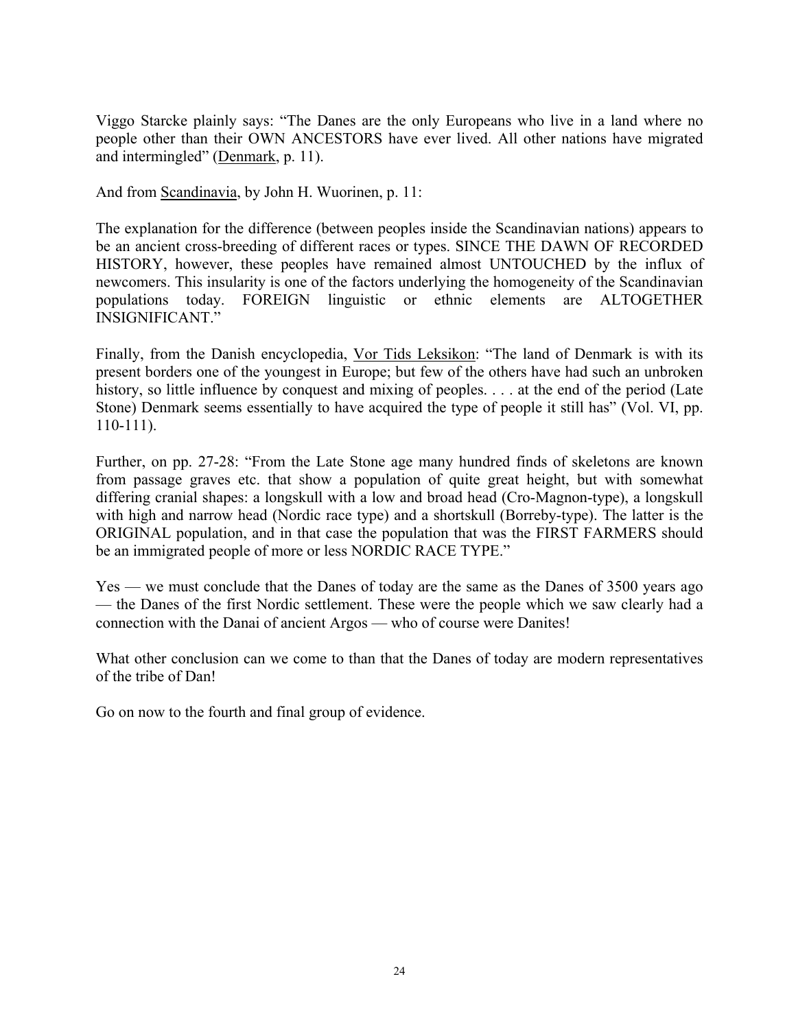Viggo Starcke plainly says: “The Danes are the only Europeans who live in a land where no people other than their OWN ANCESTORS have ever lived. All other nations have migrated and intermingled” (Denmark, p. 11).

And from Scandinavia, by John H. Wuorinen, p. 11:

The explanation for the difference (between peoples inside the Scandinavian nations) appears to be an ancient cross-breeding of different races or types. SINCE THE DAWN OF RECORDED HISTORY, however, these peoples have remained almost UNTOUCHED by the influx of newcomers. This insularity is one of the factors underlying the homogeneity of the Scandinavian populations today. FOREIGN linguistic or ethnic elements are ALTOGETHER INSIGNIFICANT.”

Finally, from the Danish encyclopedia, Vor Tids Leksikon: “The land of Denmark is with its present borders one of the youngest in Europe; but few of the others have had such an unbroken history, so little influence by conquest and mixing of peoples. . . . at the end of the period (Late Stone) Denmark seems essentially to have acquired the type of people it still has” (Vol. VI, pp. 110-111).

Further, on pp. 27-28: “From the Late Stone age many hundred finds of skeletons are known from passage graves etc. that show a population of quite great height, but with somewhat differing cranial shapes: a longskull with a low and broad head (Cro-Magnon-type), a longskull with high and narrow head (Nordic race type) and a shortskull (Borreby-type). The latter is the ORIGINAL population, and in that case the population that was the FIRST FARMERS should be an immigrated people of more or less NORDIC RACE TYPE.”

Yes — we must conclude that the Danes of today are the same as the Danes of 3500 years ago — the Danes of the first Nordic settlement. These were the people which we saw clearly had a connection with the Danai of ancient Argos — who of course were Danites!

What other conclusion can we come to than that the Danes of today are modern representatives of the tribe of Dan!

Go on now to the fourth and final group of evidence.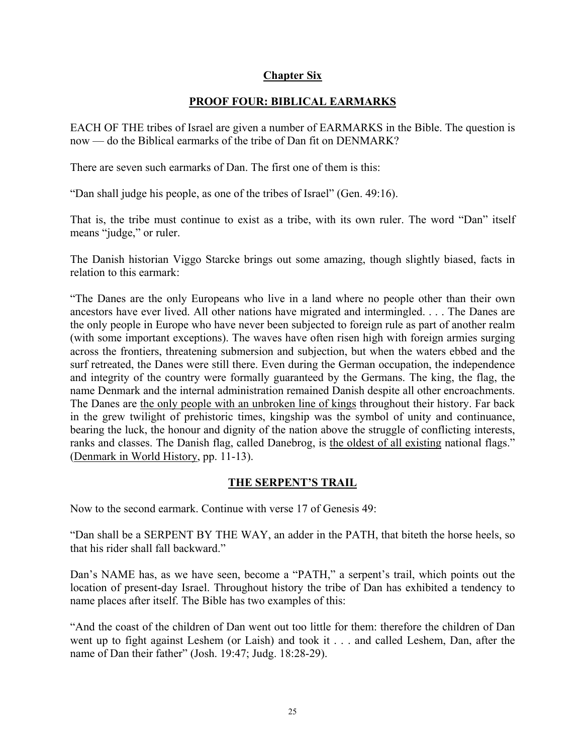## Chapter Six

## PROOF FOUR: BIBLICAL EARMARKS

EACH OF THE tribes of Israel are given a number of EARMARKS in the Bible. The question is now — do the Biblical earmarks of the tribe of Dan fit on DENMARK?

There are seven such earmarks of Dan. The first one of them is this:

"Dan shall judge his people, as one of the tribes of Israel" (Gen. 49:16).

That is, the tribe must continue to exist as a tribe, with its own ruler. The word "Dan" itself means "judge," or ruler.

The Danish historian Viggo Starcke brings out some amazing, though slightly biased, facts in relation to this earmark:

"The Danes are the only Europeans who live in a land where no people other than their own ancestors have ever lived. All other nations have migrated and intermingled. . . . The Danes are the only people in Europe who have never been subjected to foreign rule as part of another realm (with some important exceptions). The waves have often risen high with foreign armies surging across the frontiers, threatening submersion and subjection, but when the waters ebbed and the surf retreated, the Danes were still there. Even during the German occupation, the independence and integrity of the country were formally guaranteed by the Germans. The king, the flag, the name Denmark and the internal administration remained Danish despite all other encroachments. The Danes are <u>the only people with an unbroken line of kings</u> throughout their history. Far back in the grew twilight of prehistoric times, kingship was the symbol of unity and continuance, bearing the luck, the honour and dignity of the nation above the struggle of conflicting interests, ranks and classes. The Danish flag, called Danebrog, is <u>the oldest of all existing</u> national flags." (<u>Denmark in World History</u>, pp. 11-13).

## THE SERPENT'S TRAIL

Now to the second earmark. Continue with verse 17 of Genesis 49:

"Dan shall be a SERPENT BY THE WAY, an adder in the PATH, that biteth the horse heels, so that his rider shall fall backward."

Dan's NAME has, as we have seen, become a "PATH," a serpent's trail, which points out the location of present-day Israel. Throughout history the tribe of Dan has exhibited a tendency to name places after itself. The Bible has two examples of this:

"And the coast of the children of Dan went out too little for them: therefore the children of Dan went up to fight against Leshem (or Laish) and took it . . . and called Leshem, Dan, after the name of Dan their father" (Josh. 19:47; Judg. 18:28-29).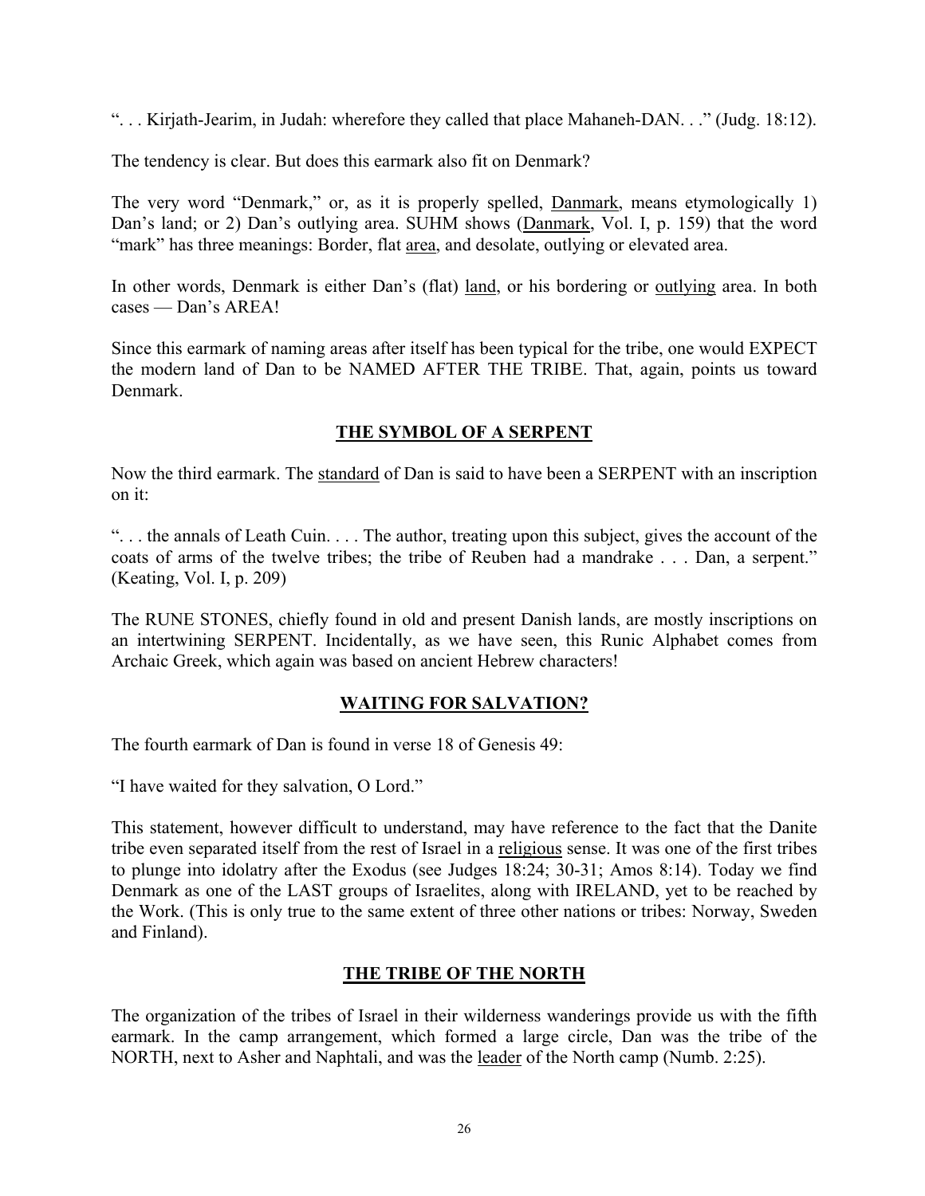". . . Kirjath-Jearim, in Judah: wherefore they called that place Mahaneh-DAN. . ." (Judg. 18:12).

The tendency is clear. But does this earmark also fit on Denmark?

The very word "Denmark," or, as it is properly spelled, Danmark, means etymologically 1) Dan's land; or 2) Dan's outlying area. SUHM shows (Danmark, Vol. I, p. 159) that the word "mark" has three meanings: Border, flat area, and desolate, outlying or elevated area.

In other words, Denmark is either Dan's (flat) land, or his bordering or outlying area. In both cases — Dan's AREA!

Since this earmark of naming areas after itself has been typical for the tribe, one would EXPECT the modern land of Dan to be NAMED AFTER THE TRIBE. That, again, points us toward Denmark.

## THE SYMBOL OF A SERPENT

Now the third earmark. The standard of Dan is said to have been a SERPENT with an inscription on it:

". . . the annals of Leath Cuin. . . . The author, treating upon this subject, gives the account of the coats of arms of the twelve tribes; the tribe of Reuben had a mandrake . . . Dan, a serpent." (Keating, Vol. I, p. 209)

The RUNE STONES, chiefly found in old and present Danish lands, are mostly inscriptions on an intertwining SERPENT. Incidentally, as we have seen, this Runic Alphabet comes from Archaic Greek, which again was based on ancient Hebrew characters!

## WAITING FOR SALVATION?

The fourth earmark of Dan is found in verse 18 of Genesis 49:

"I have waited for they salvation, O Lord."

This statement, however difficult to understand, may have reference to the fact that the Danite tribe even separated itself from the rest of Israel in a religious sense. It was one of the first tribes to plunge into idolatry after the Exodus (see Judges 18:24; 30-31; Amos 8:14). Today we find Denmark as one of the LAST groups of Israelites, along with IRELAND, yet to be reached by the Work. (This is only true to the same extent of three other nations or tribes: Norway, Sweden and Finland).

## THE TRIBE OF THE NORTH

The organization of the tribes of Israel in their wilderness wanderings provide us with the fifth earmark. In the camp arrangement, which formed a large circle, Dan was the tribe of the NORTH, next to Asher and Naphtali, and was the leader of the North camp (Numb. 2:25).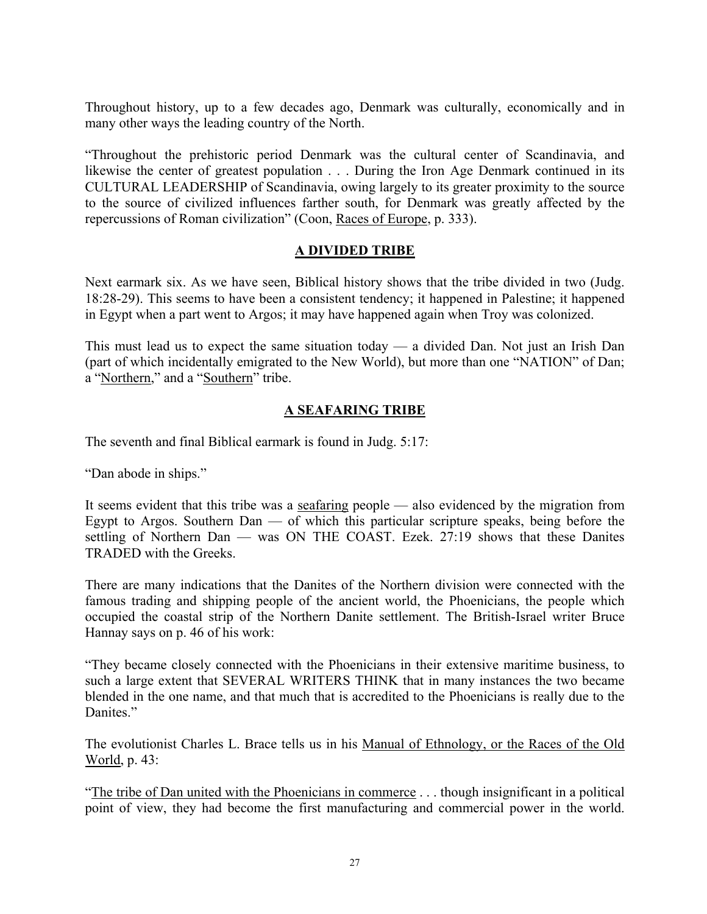Throughout history, up to a few decades ago, Denmark was culturally, economically and in many other ways the leading country of the North.

"Throughout the prehistoric period Denmark was the cultural center of Scandinavia, and likewise the center of greatest population . . . During the Iron Age Denmark continued in its CULTURAL LEADERSHIP of Scandinavia, owing largely to its greater proximity to the source to the source of civilized influences farther south, for Denmark was greatly affected by the repercussions of Roman civilization" (Coon, Races of Europe, p. 333).

## A DIVIDED TRIBE

Next earmark six. As we have seen, Biblical history shows that the tribe divided in two (Judg. 18:28-29). This seems to have been a consistent tendency; it happened in Palestine; it happened in Egypt when a part went to Argos; it may have happened again when Troy was colonized.

This must lead us to expect the same situation today — a divided Dan. Not just an Irish Dan (part of which incidentally emigrated to the New World), but more than one "NATION" of Dan; a "Northern," and a "Southern" tribe.

## A SEAFARING TRIBE

The seventh and final Biblical earmark is found in Judg. 5:17:

"Dan abode in ships."

It seems evident that this tribe was a seafaring people — also evidenced by the migration from Egypt to Argos. Southern Dan — of which this particular scripture speaks, being before the settling of Northern Dan — was ON THE COAST. Ezek. 27:19 shows that these Danites TRADED with the Greeks.

There are many indications that the Danites of the Northern division were connected with the famous trading and shipping people of the ancient world, the Phoenicians, the people which occupied the coastal strip of the Northern Danite settlement. The British-Israel writer Bruce Hannay says on p. 46 of his work:

"They became closely connected with the Phoenicians in their extensive maritime business, to such a large extent that SEVERAL WRITERS THINK that in many instances the two became blended in the one name, and that much that is accredited to the Phoenicians is really due to the Danites."

The evolutionist Charles L. Brace tells us in his Manual of Ethnology, or the Races of the Old World, p. 43:

"The tribe of Dan united with the Phoenicians in commerce . . . though insignificant in a political point of view, they had become the first manufacturing and commercial power in the world.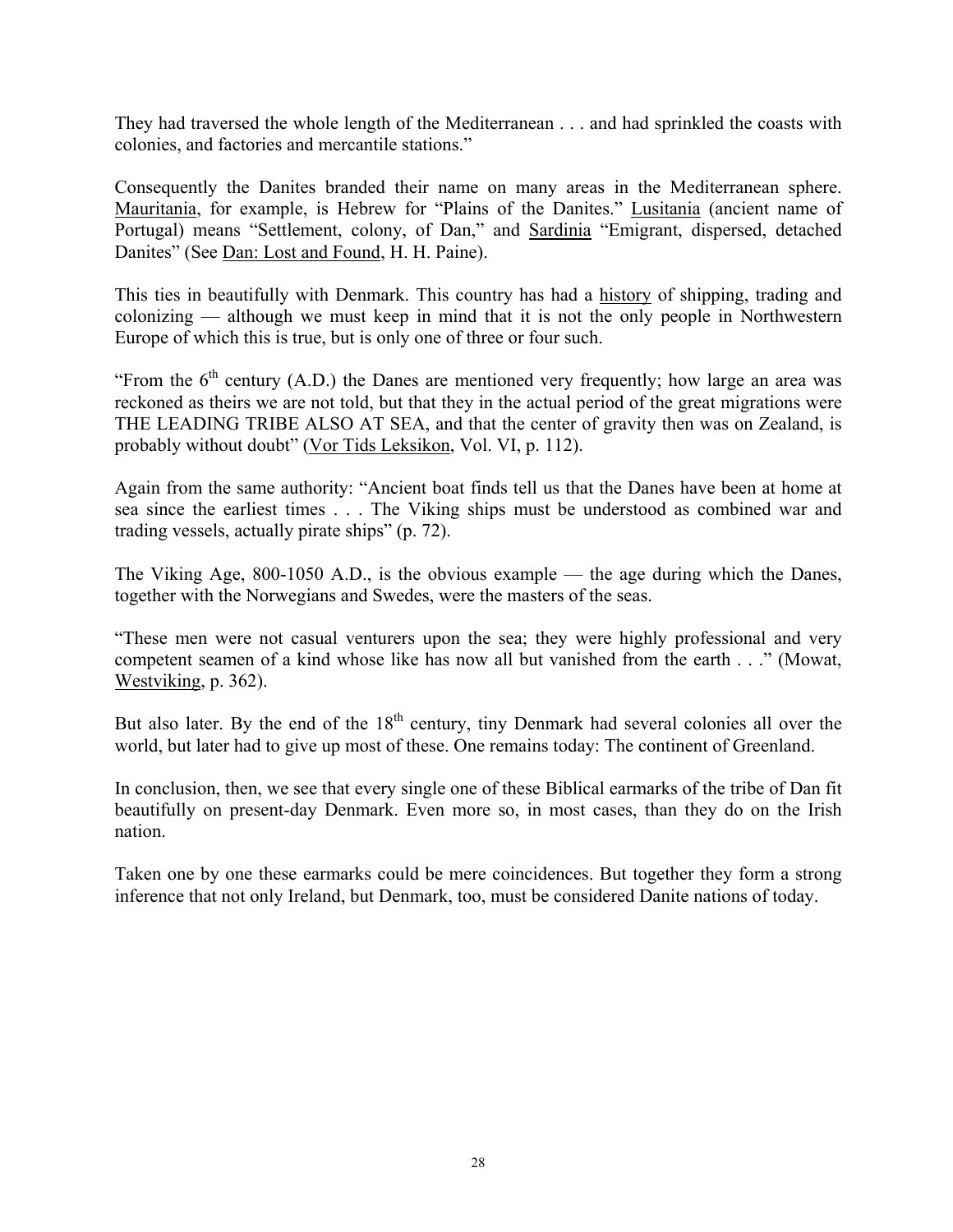They had traversed the whole length of the Mediterranean . . . and had sprinkled the coasts with colonies, and factories and mercantile stations."

Consequently the Danites branded their name on many areas in the Mediterranean sphere. Mauritania, for example, is Hebrew for "Plains of the Danites." Lusitania (ancient name of Portugal) means "Settlement, colony, of Dan," and Sardinia "Emigrant, dispersed, detached Danites" (See Dan: Lost and Found, H. H. Paine).

This ties in beautifully with Denmark. This country has had a history of shipping, trading and colonizing — although we must keep in mind that it is not the only people in Northwestern Europe of which this is true, but is only one of three or four such.

"From the 6th century (A.D.) the Danes are mentioned very frequently; how large an area was reckoned as theirs we are not told, but that they in the actual period of the great migrations were THE LEADING TRIBE ALSO AT SEA, and that the center of gravity then was on Zealand, is probably without doubt" (Vor Tids Leksikon, Vol. VI, p. 112).

Again from the same authority: "Ancient boat finds tell us that the Danes have been at home at sea since the earliest times . . . The Viking ships must be understood as combined war and trading vessels, actually pirate ships" (p. 72).

The Viking Age, 800-1050 A.D., is the obvious example — the age during which the Danes, together with the Norwegians and Swedes, were the masters of the seas.

"These men were not casual venturers upon the sea; they were highly professional and very competent seamen of a kind whose like has now all but vanished from the earth . . ." (Mowat, Westviking, p. 362).

But also later. By the end of the 18th century, tiny Denmark had several colonies all over the world, but later had to give up most of these. One remains today: The continent of Greenland.

In conclusion, then, we see that every single one of these Biblical earmarks of the tribe of Dan fit beautifully on present-day Denmark. Even more so, in most cases, than they do on the Irish nation.

Taken one by one these earmarks could be mere coincidences. But together they form a strong inference that not only Ireland, but Denmark, too, must be considered Danite nations of today.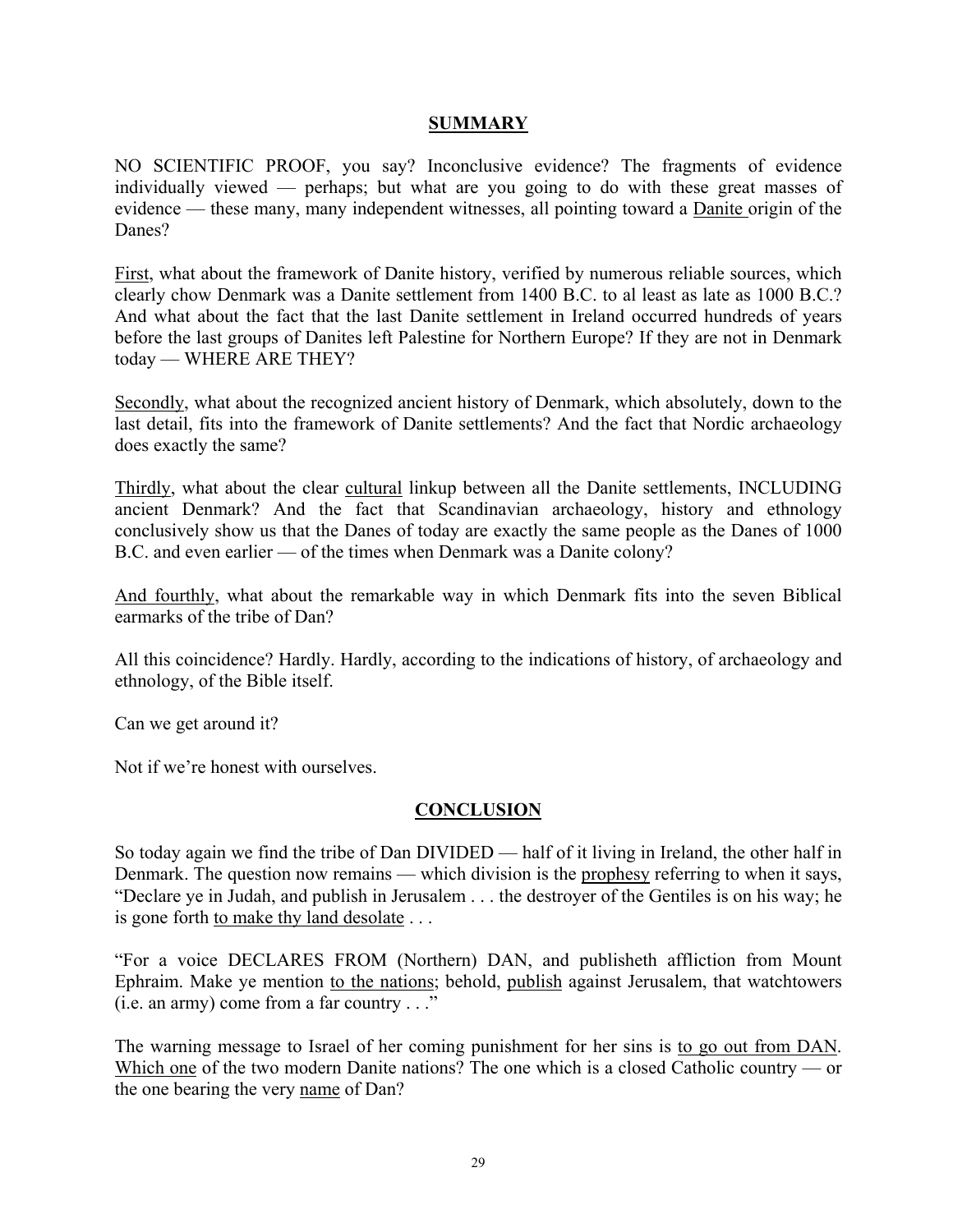## SUMMARY

NO SCIENTIFIC PROOF, you say? Inconclusive evidence? The fragments of evidence individually viewed — perhaps; but what are you going to do with these great masses of evidence — these many, many independent witnesses, all pointing toward a Danite origin of the Danes?

First, what about the framework of Danite history, verified by numerous reliable sources, which clearly chow Denmark was a Danite settlement from 1400 B.C. to al least as late as 1000 B.C.? And what about the fact that the last Danite settlement in Ireland occurred hundreds of years before the last groups of Danites left Palestine for Northern Europe? If they are not in Denmark today — WHERE ARE THEY?

Secondly, what about the recognized ancient history of Denmark, which absolutely, down to the last detail, fits into the framework of Danite settlements? And the fact that Nordic archaeology does exactly the same?

Thirdly, what about the clear cultural linkup between all the Danite settlements, INCLUDING ancient Denmark? And the fact that Scandinavian archaeology, history and ethnology conclusively show us that the Danes of today are exactly the same people as the Danes of 1000 B.C. and even earlier — of the times when Denmark was a Danite colony?

And fourthly, what about the remarkable way in which Denmark fits into the seven Biblical earmarks of the tribe of Dan?

All this coincidence? Hardly. Hardly, according to the indications of history, of archaeology and ethnology, of the Bible itself.

Can we get around it?

Not if we're honest with ourselves.

## CONCLUSION

So today again we find the tribe of Dan DIVIDED — half of it living in Ireland, the other half in Denmark. The question now remains — which division is the prophesy referring to when it says, "Declare ye in Judah, and publish in Jerusalem . . . the destroyer of the Gentiles is on his way; he is gone forth to make thy land desolate . . .

"For a voice DECLARES FROM (Northern) DAN, and publisheth affliction from Mount Ephraim. Make ye mention to the nations; behold, publish against Jerusalem, that watchtowers (i.e. an army) come from a far country . . ."

The warning message to Israel of her coming punishment for her sins is to go out from DAN. Which one of the two modern Danite nations? The one which is a closed Catholic country — or the one bearing the very name of Dan?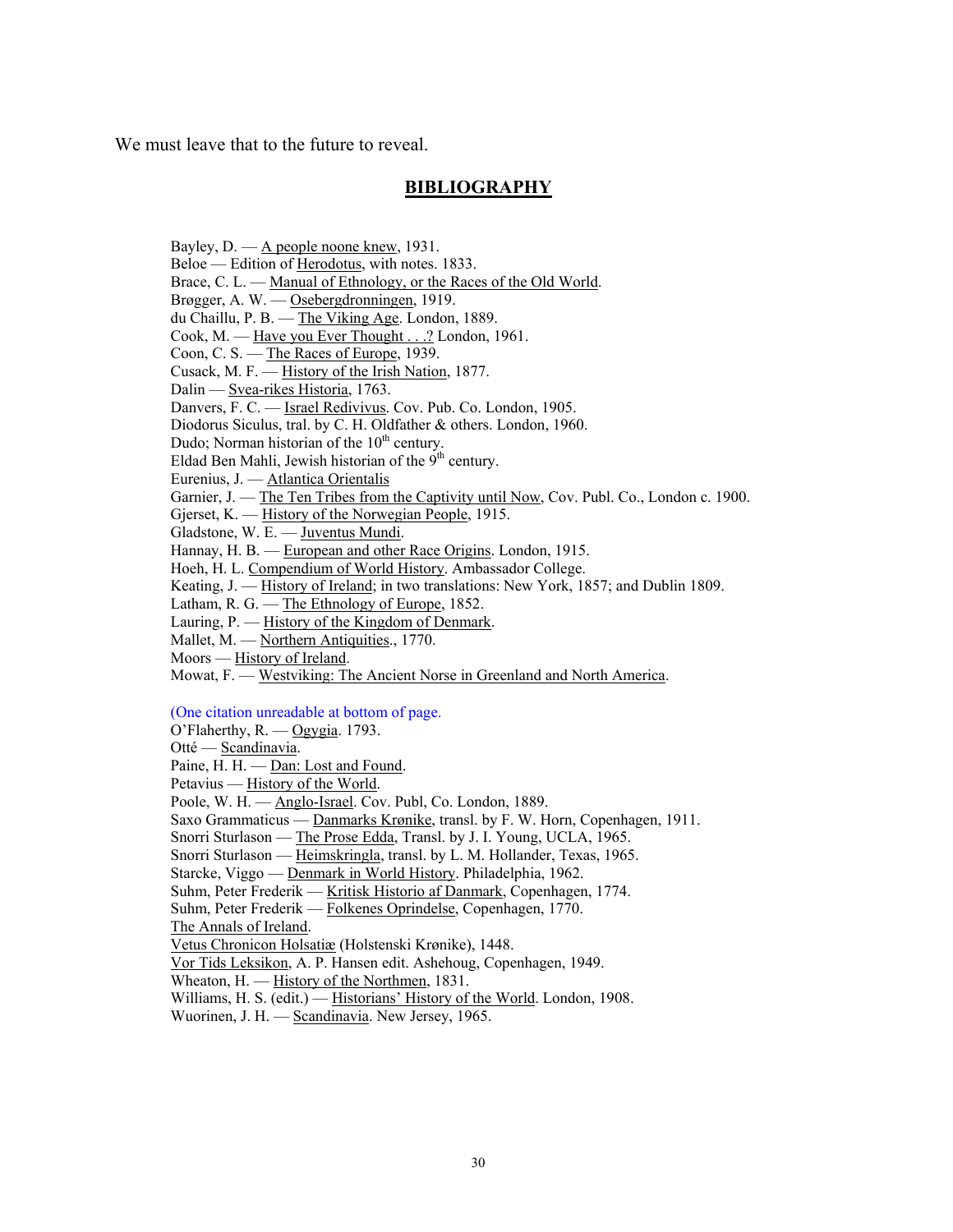We must leave that to the future to reveal.

## BIBLIOGRAPHY

Bayley, D. — A people noone knew, 1931.
Beloe — Edition of Herodotus, with notes. 1833.
Brace, C. L. — Manual of Ethnology, or the Races of the Old World.
Brøgger, A. W. — Osebergdronningen, 1919.
du Chaillu, P. B. — The Viking Age. London, 1889.
Cook, M. — Have you Ever Thought . . .? London, 1961.
Coon, C. S. — The Races of Europe, 1939.
Cusack, M. F. — History of the Irish Nation, 1877.
Dalin — Svea-rikes Historia, 1763.
Danvers, F. C. — Israel Redivivus. Cov. Pub. Co. London, 1905.
Diodorus Siculus, tral. by C. H. Oldfather & others. London, 1960.
Dudo; Norman historian of the 10th century.
Eldad Ben Mahli, Jewish historian of the 9th century.
Eurenius, J. — Atlantica Orientalis
Garnier, J. — The Ten Tribes from the Captivity until Now, Cov. Publ. Co., London c. 1900.
Gjerset, K. — History of the Norwegian People, 1915.
Gladstone, W. E. — Juventus Mundi.
Hannay, H. B. — European and other Race Origins. London, 1915.
Hoeh, H. L. Compendium of World History. Ambassador College.
Keating, J. — History of Ireland; in two translations: New York, 1857; and Dublin 1809.
Latham, R. G. — The Ethnology of Europe, 1852.
Lauring, P. — History of the Kingdom of Denmark.
Mallet, M. — Northern Antiquities., 1770.
Moors — History of Ireland.
Mowat, F. — Westviking: The Ancient Norse in Greenland and North America.

(One citation unreadable at bottom of page.
O'Flaherthy, R. — Ogygia. 1793.
Otté — Scandinavia.
Paine, H. H. — Dan: Lost and Found.
Petavius — History of the World.
Poole, W. H. — Anglo-Israel. Cov. Publ, Co. London, 1889.
Saxo Grammaticus — Danmarks Krønike, transl. by F. W. Horn, Copenhagen, 1911.
Snorri Sturlason — The Prose Edda, Transl. by J. I. Young, UCLA, 1965.
Snorri Sturlason — Heimskringla, transl. by L. M. Hollander, Texas, 1965.
Starcke, Viggo — Denmark in World History. Philadelphia, 1962.
Suhm, Peter Frederik — Kritisk Historio af Danmark, Copenhagen, 1774.
Suhm, Peter Frederik — Folkenes Oprindelse, Copenhagen, 1770.
The Annals of Ireland.
Vetus Chronicon Holsatiæ (Holstenski Krønike), 1448.
Vor Tids Leksikon, A. P. Hansen edit. Ashehoug, Copenhagen, 1949.
Wheaton, H. — History of the Northmen, 1831.
Williams, H. S. (edit.) — Historians' History of the World. London, 1908.
Wuorinen, J. H. — Scandinavia. New Jersey, 1965.